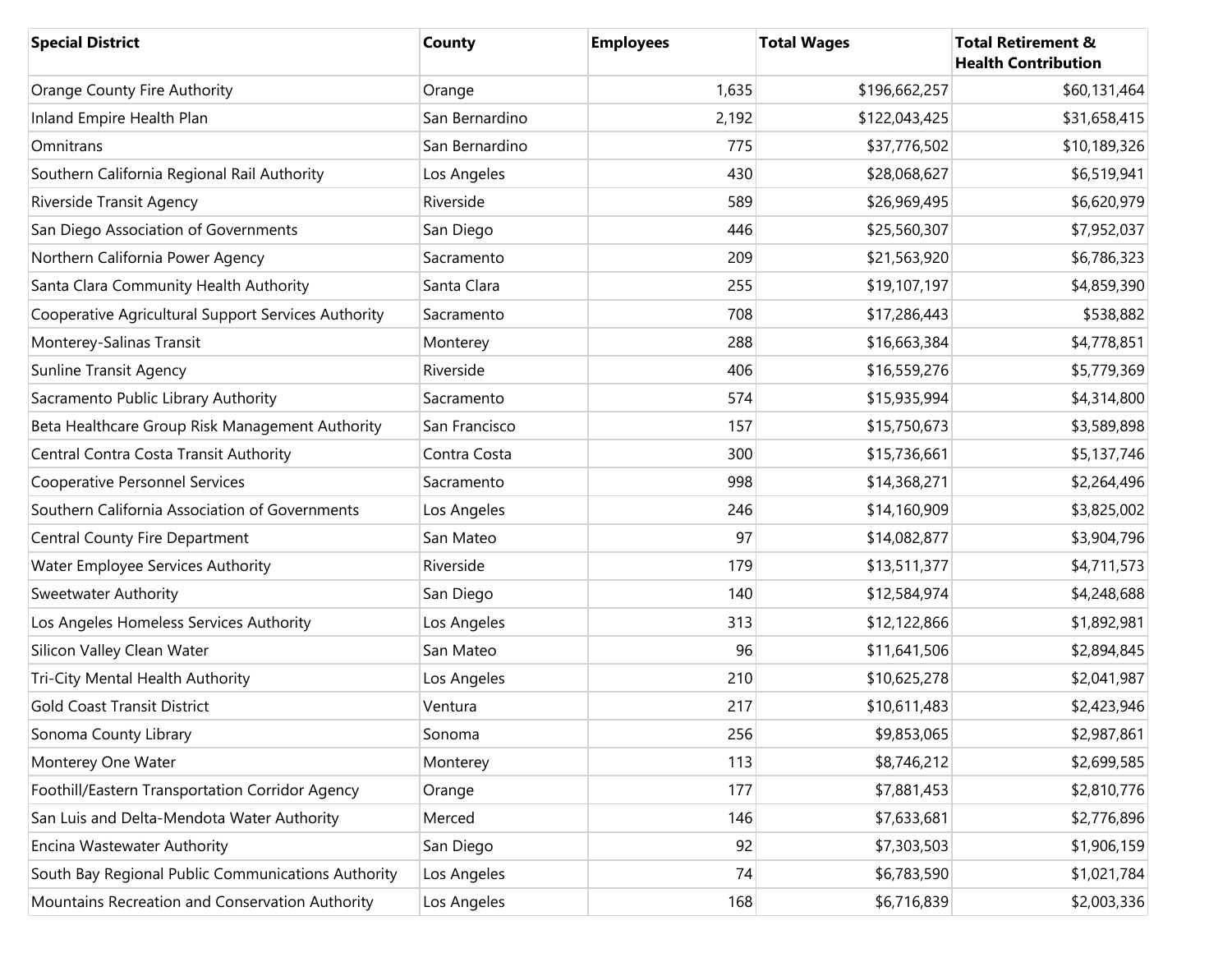| Special District | County | Employees | Total Wages | Total Retirement & Health Contribution |
| --- | --- | --- | --- | --- |
| Orange County Fire Authority | Orange | 1,635 | $196,662,257 | $60,131,464 |
| Inland Empire Health Plan | San Bernardino | 2,192 | $122,043,425 | $31,658,415 |
| Omnitrans | San Bernardino | 775 | $37,776,502 | $10,189,326 |
| Southern California Regional Rail Authority | Los Angeles | 430 | $28,068,627 | $6,519,941 |
| Riverside Transit Agency | Riverside | 589 | $26,969,495 | $6,620,979 |
| San Diego Association of Governments | San Diego | 446 | $25,560,307 | $7,952,037 |
| Northern California Power Agency | Sacramento | 209 | $21,563,920 | $6,786,323 |
| Santa Clara Community Health Authority | Santa Clara | 255 | $19,107,197 | $4,859,390 |
| Cooperative Agricultural Support Services Authority | Sacramento | 708 | $17,286,443 | $538,882 |
| Monterey-Salinas Transit | Monterey | 288 | $16,663,384 | $4,778,851 |
| Sunline Transit Agency | Riverside | 406 | $16,559,276 | $5,779,369 |
| Sacramento Public Library Authority | Sacramento | 574 | $15,935,994 | $4,314,800 |
| Beta Healthcare Group Risk Management Authority | San Francisco | 157 | $15,750,673 | $3,589,898 |
| Central Contra Costa Transit Authority | Contra Costa | 300 | $15,736,661 | $5,137,746 |
| Cooperative Personnel Services | Sacramento | 998 | $14,368,271 | $2,264,496 |
| Southern California Association of Governments | Los Angeles | 246 | $14,160,909 | $3,825,002 |
| Central County Fire Department | San Mateo | 97 | $14,082,877 | $3,904,796 |
| Water Employee Services Authority | Riverside | 179 | $13,511,377 | $4,711,573 |
| Sweetwater Authority | San Diego | 140 | $12,584,974 | $4,248,688 |
| Los Angeles Homeless Services Authority | Los Angeles | 313 | $12,122,866 | $1,892,981 |
| Silicon Valley Clean Water | San Mateo | 96 | $11,641,506 | $2,894,845 |
| Tri-City Mental Health Authority | Los Angeles | 210 | $10,625,278 | $2,041,987 |
| Gold Coast Transit District | Ventura | 217 | $10,611,483 | $2,423,946 |
| Sonoma County Library | Sonoma | 256 | $9,853,065 | $2,987,861 |
| Monterey One Water | Monterey | 113 | $8,746,212 | $2,699,585 |
| Foothill/Eastern Transportation Corridor Agency | Orange | 177 | $7,881,453 | $2,810,776 |
| San Luis and Delta-Mendota Water Authority | Merced | 146 | $7,633,681 | $2,776,896 |
| Encina Wastewater Authority | San Diego | 92 | $7,303,503 | $1,906,159 |
| South Bay Regional Public Communications Authority | Los Angeles | 74 | $6,783,590 | $1,021,784 |
| Mountains Recreation and Conservation Authority | Los Angeles | 168 | $6,716,839 | $2,003,336 |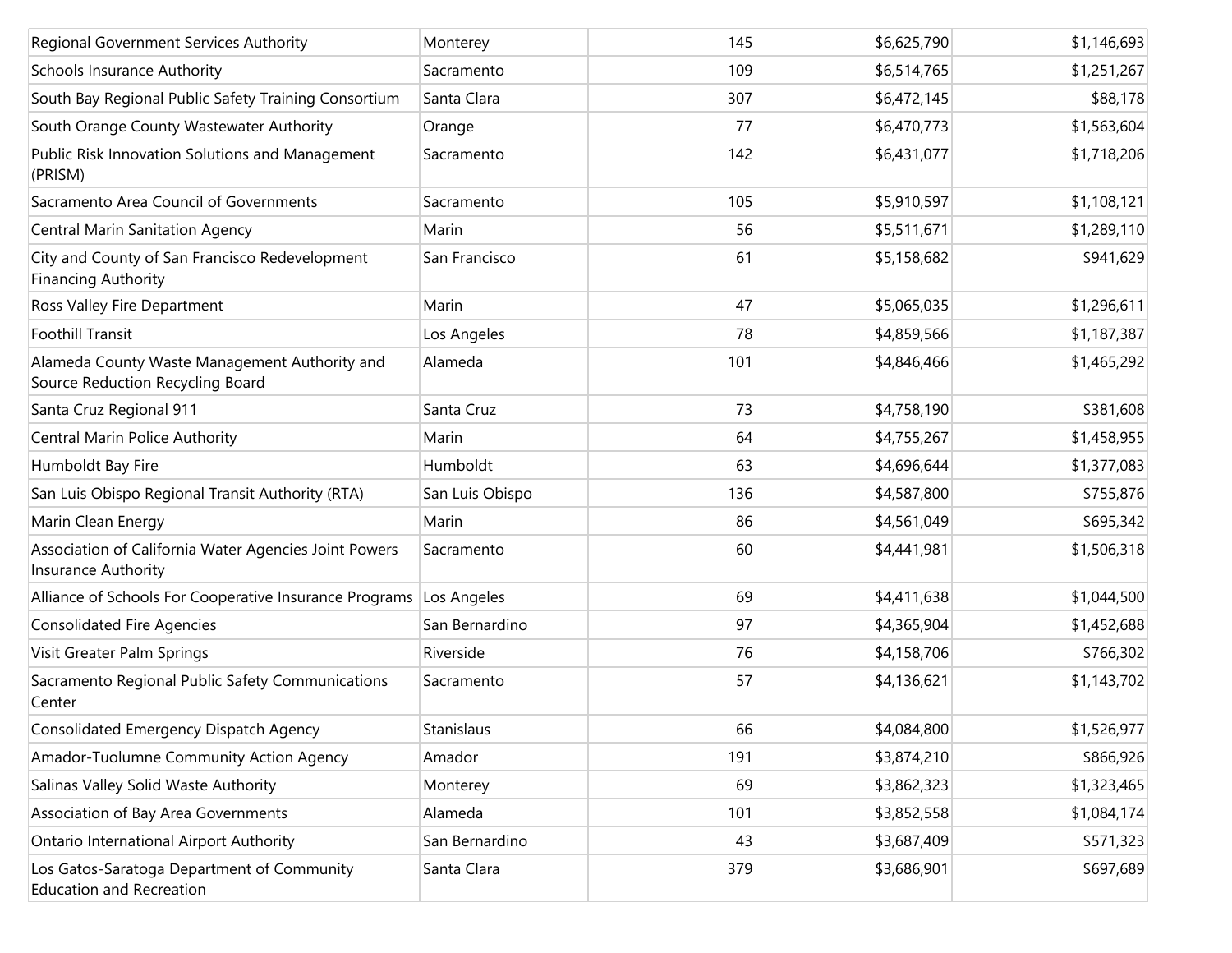| | | | | |
|---|---|---|---|---|
| Regional Government Services Authority | Monterey | 145 | $6,625,790 | $1,146,693 |
| Schools Insurance Authority | Sacramento | 109 | $6,514,765 | $1,251,267 |
| South Bay Regional Public Safety Training Consortium | Santa Clara | 307 | $6,472,145 | $88,178 |
| South Orange County Wastewater Authority | Orange | 77 | $6,470,773 | $1,563,604 |
| Public Risk Innovation Solutions and Management (PRISM) | Sacramento | 142 | $6,431,077 | $1,718,206 |
| Sacramento Area Council of Governments | Sacramento | 105 | $5,910,597 | $1,108,121 |
| Central Marin Sanitation Agency | Marin | 56 | $5,511,671 | $1,289,110 |
| City and County of San Francisco Redevelopment Financing Authority | San Francisco | 61 | $5,158,682 | $941,629 |
| Ross Valley Fire Department | Marin | 47 | $5,065,035 | $1,296,611 |
| Foothill Transit | Los Angeles | 78 | $4,859,566 | $1,187,387 |
| Alameda County Waste Management Authority and Source Reduction Recycling Board | Alameda | 101 | $4,846,466 | $1,465,292 |
| Santa Cruz Regional 911 | Santa Cruz | 73 | $4,758,190 | $381,608 |
| Central Marin Police Authority | Marin | 64 | $4,755,267 | $1,458,955 |
| Humboldt Bay Fire | Humboldt | 63 | $4,696,644 | $1,377,083 |
| San Luis Obispo Regional Transit Authority (RTA) | San Luis Obispo | 136 | $4,587,800 | $755,876 |
| Marin Clean Energy | Marin | 86 | $4,561,049 | $695,342 |
| Association of California Water Agencies Joint Powers Insurance Authority | Sacramento | 60 | $4,441,981 | $1,506,318 |
| Alliance of Schools For Cooperative Insurance Programs | Los Angeles | 69 | $4,411,638 | $1,044,500 |
| Consolidated Fire Agencies | San Bernardino | 97 | $4,365,904 | $1,452,688 |
| Visit Greater Palm Springs | Riverside | 76 | $4,158,706 | $766,302 |
| Sacramento Regional Public Safety Communications Center | Sacramento | 57 | $4,136,621 | $1,143,702 |
| Consolidated Emergency Dispatch Agency | Stanislaus | 66 | $4,084,800 | $1,526,977 |
| Amador-Tuolumne Community Action Agency | Amador | 191 | $3,874,210 | $866,926 |
| Salinas Valley Solid Waste Authority | Monterey | 69 | $3,862,323 | $1,323,465 |
| Association of Bay Area Governments | Alameda | 101 | $3,852,558 | $1,084,174 |
| Ontario International Airport Authority | San Bernardino | 43 | $3,687,409 | $571,323 |
| Los Gatos-Saratoga Department of Community Education and Recreation | Santa Clara | 379 | $3,686,901 | $697,689 |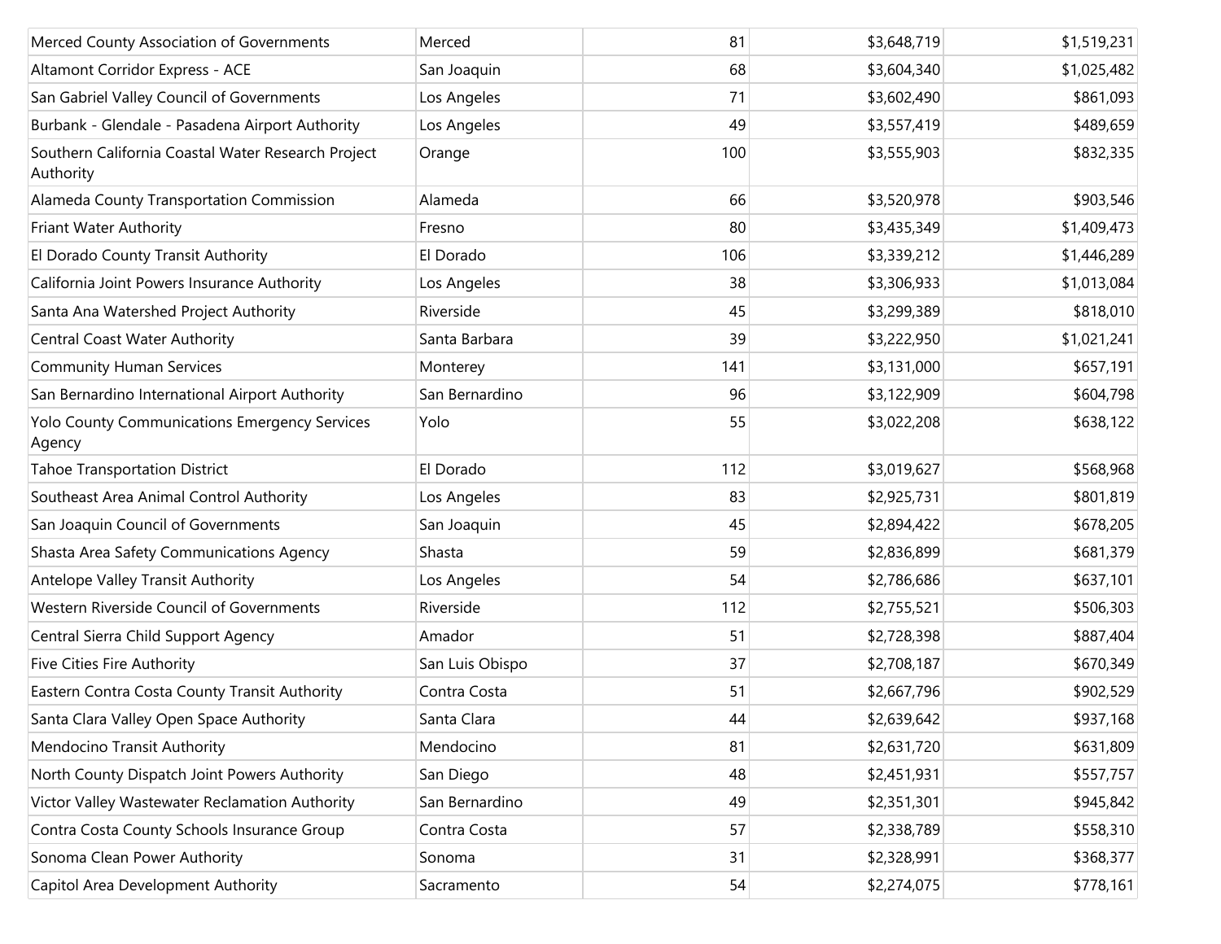| | | | | |
|---|---|---|---|---|
| Merced County Association of Governments | Merced | 81 | $3,648,719 | $1,519,231 |
| Altamont Corridor Express - ACE | San Joaquin | 68 | $3,604,340 | $1,025,482 |
| San Gabriel Valley Council of Governments | Los Angeles | 71 | $3,602,490 | $861,093 |
| Burbank - Glendale - Pasadena Airport Authority | Los Angeles | 49 | $3,557,419 | $489,659 |
| Southern California Coastal Water Research Project Authority | Orange | 100 | $3,555,903 | $832,335 |
| Alameda County Transportation Commission | Alameda | 66 | $3,520,978 | $903,546 |
| Friant Water Authority | Fresno | 80 | $3,435,349 | $1,409,473 |
| El Dorado County Transit Authority | El Dorado | 106 | $3,339,212 | $1,446,289 |
| California Joint Powers Insurance Authority | Los Angeles | 38 | $3,306,933 | $1,013,084 |
| Santa Ana Watershed Project Authority | Riverside | 45 | $3,299,389 | $818,010 |
| Central Coast Water Authority | Santa Barbara | 39 | $3,222,950 | $1,021,241 |
| Community Human Services | Monterey | 141 | $3,131,000 | $657,191 |
| San Bernardino International Airport Authority | San Bernardino | 96 | $3,122,909 | $604,798 |
| Yolo County Communications Emergency Services Agency | Yolo | 55 | $3,022,208 | $638,122 |
| Tahoe Transportation District | El Dorado | 112 | $3,019,627 | $568,968 |
| Southeast Area Animal Control Authority | Los Angeles | 83 | $2,925,731 | $801,819 |
| San Joaquin Council of Governments | San Joaquin | 45 | $2,894,422 | $678,205 |
| Shasta Area Safety Communications Agency | Shasta | 59 | $2,836,899 | $681,379 |
| Antelope Valley Transit Authority | Los Angeles | 54 | $2,786,686 | $637,101 |
| Western Riverside Council of Governments | Riverside | 112 | $2,755,521 | $506,303 |
| Central Sierra Child Support Agency | Amador | 51 | $2,728,398 | $887,404 |
| Five Cities Fire Authority | San Luis Obispo | 37 | $2,708,187 | $670,349 |
| Eastern Contra Costa County Transit Authority | Contra Costa | 51 | $2,667,796 | $902,529 |
| Santa Clara Valley Open Space Authority | Santa Clara | 44 | $2,639,642 | $937,168 |
| Mendocino Transit Authority | Mendocino | 81 | $2,631,720 | $631,809 |
| North County Dispatch Joint Powers Authority | San Diego | 48 | $2,451,931 | $557,757 |
| Victor Valley Wastewater Reclamation Authority | San Bernardino | 49 | $2,351,301 | $945,842 |
| Contra Costa County Schools Insurance Group | Contra Costa | 57 | $2,338,789 | $558,310 |
| Sonoma Clean Power Authority | Sonoma | 31 | $2,328,991 | $368,377 |
| Capitol Area Development Authority | Sacramento | 54 | $2,274,075 | $778,161 |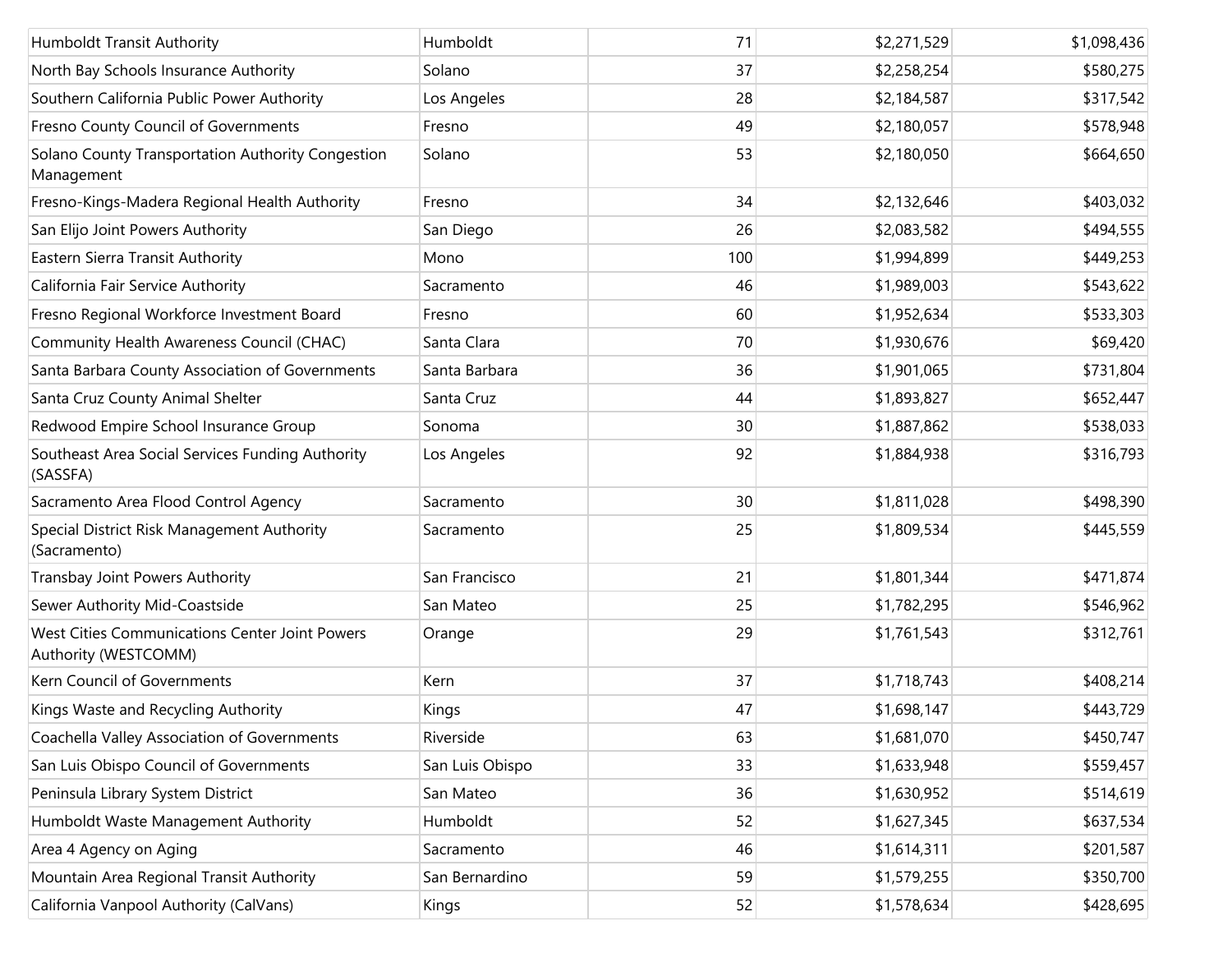| | | | | |
|---|---|---|---|---|
| Humboldt Transit Authority | Humboldt | 71 | $2,271,529 | $1,098,436 |
| North Bay Schools Insurance Authority | Solano | 37 | $2,258,254 | $580,275 |
| Southern California Public Power Authority | Los Angeles | 28 | $2,184,587 | $317,542 |
| Fresno County Council of Governments | Fresno | 49 | $2,180,057 | $578,948 |
| Solano County Transportation Authority Congestion Management | Solano | 53 | $2,180,050 | $664,650 |
| Fresno-Kings-Madera Regional Health Authority | Fresno | 34 | $2,132,646 | $403,032 |
| San Elijo Joint Powers Authority | San Diego | 26 | $2,083,582 | $494,555 |
| Eastern Sierra Transit Authority | Mono | 100 | $1,994,899 | $449,253 |
| California Fair Service Authority | Sacramento | 46 | $1,989,003 | $543,622 |
| Fresno Regional Workforce Investment Board | Fresno | 60 | $1,952,634 | $533,303 |
| Community Health Awareness Council (CHAC) | Santa Clara | 70 | $1,930,676 | $69,420 |
| Santa Barbara County Association of Governments | Santa Barbara | 36 | $1,901,065 | $731,804 |
| Santa Cruz County Animal Shelter | Santa Cruz | 44 | $1,893,827 | $652,447 |
| Redwood Empire School Insurance Group | Sonoma | 30 | $1,887,862 | $538,033 |
| Southeast Area Social Services Funding Authority (SASSFA) | Los Angeles | 92 | $1,884,938 | $316,793 |
| Sacramento Area Flood Control Agency | Sacramento | 30 | $1,811,028 | $498,390 |
| Special District Risk Management Authority (Sacramento) | Sacramento | 25 | $1,809,534 | $445,559 |
| Transbay Joint Powers Authority | San Francisco | 21 | $1,801,344 | $471,874 |
| Sewer Authority Mid-Coastside | San Mateo | 25 | $1,782,295 | $546,962 |
| West Cities Communications Center Joint Powers Authority (WESTCOMM) | Orange | 29 | $1,761,543 | $312,761 |
| Kern Council of Governments | Kern | 37 | $1,718,743 | $408,214 |
| Kings Waste and Recycling Authority | Kings | 47 | $1,698,147 | $443,729 |
| Coachella Valley Association of Governments | Riverside | 63 | $1,681,070 | $450,747 |
| San Luis Obispo Council of Governments | San Luis Obispo | 33 | $1,633,948 | $559,457 |
| Peninsula Library System District | San Mateo | 36 | $1,630,952 | $514,619 |
| Humboldt Waste Management Authority | Humboldt | 52 | $1,627,345 | $637,534 |
| Area 4 Agency on Aging | Sacramento | 46 | $1,614,311 | $201,587 |
| Mountain Area Regional Transit Authority | San Bernardino | 59 | $1,579,255 | $350,700 |
| California Vanpool Authority (CalVans) | Kings | 52 | $1,578,634 | $428,695 |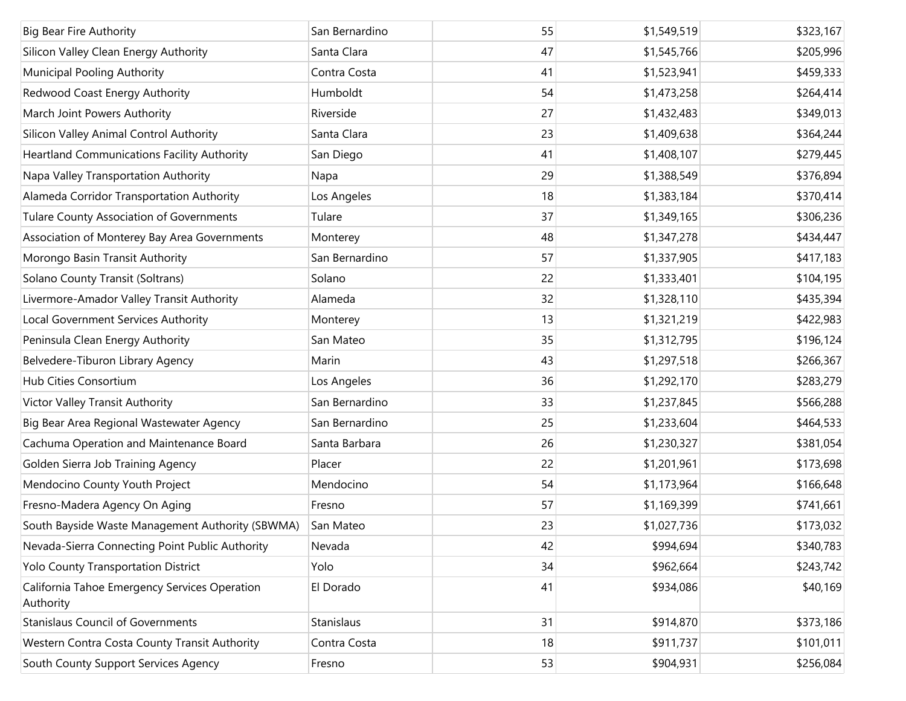| | | | | |
|---|---|---|---|---|
| Big Bear Fire Authority | San Bernardino | 55 | $1,549,519 | $323,167 |
| Silicon Valley Clean Energy Authority | Santa Clara | 47 | $1,545,766 | $205,996 |
| Municipal Pooling Authority | Contra Costa | 41 | $1,523,941 | $459,333 |
| Redwood Coast Energy Authority | Humboldt | 54 | $1,473,258 | $264,414 |
| March Joint Powers Authority | Riverside | 27 | $1,432,483 | $349,013 |
| Silicon Valley Animal Control Authority | Santa Clara | 23 | $1,409,638 | $364,244 |
| Heartland Communications Facility Authority | San Diego | 41 | $1,408,107 | $279,445 |
| Napa Valley Transportation Authority | Napa | 29 | $1,388,549 | $376,894 |
| Alameda Corridor Transportation Authority | Los Angeles | 18 | $1,383,184 | $370,414 |
| Tulare County Association of Governments | Tulare | 37 | $1,349,165 | $306,236 |
| Association of Monterey Bay Area Governments | Monterey | 48 | $1,347,278 | $434,447 |
| Morongo Basin Transit Authority | San Bernardino | 57 | $1,337,905 | $417,183 |
| Solano County Transit (Soltrans) | Solano | 22 | $1,333,401 | $104,195 |
| Livermore-Amador Valley Transit Authority | Alameda | 32 | $1,328,110 | $435,394 |
| Local Government Services Authority | Monterey | 13 | $1,321,219 | $422,983 |
| Peninsula Clean Energy Authority | San Mateo | 35 | $1,312,795 | $196,124 |
| Belvedere-Tiburon Library Agency | Marin | 43 | $1,297,518 | $266,367 |
| Hub Cities Consortium | Los Angeles | 36 | $1,292,170 | $283,279 |
| Victor Valley Transit Authority | San Bernardino | 33 | $1,237,845 | $566,288 |
| Big Bear Area Regional Wastewater Agency | San Bernardino | 25 | $1,233,604 | $464,533 |
| Cachuma Operation and Maintenance Board | Santa Barbara | 26 | $1,230,327 | $381,054 |
| Golden Sierra Job Training Agency | Placer | 22 | $1,201,961 | $173,698 |
| Mendocino County Youth Project | Mendocino | 54 | $1,173,964 | $166,648 |
| Fresno-Madera Agency On Aging | Fresno | 57 | $1,169,399 | $741,661 |
| South Bayside Waste Management Authority (SBWMA) | San Mateo | 23 | $1,027,736 | $173,032 |
| Nevada-Sierra Connecting Point Public Authority | Nevada | 42 | $994,694 | $340,783 |
| Yolo County Transportation District | Yolo | 34 | $962,664 | $243,742 |
| California Tahoe Emergency Services Operation Authority | El Dorado | 41 | $934,086 | $40,169 |
| Stanislaus Council of Governments | Stanislaus | 31 | $914,870 | $373,186 |
| Western Contra Costa County Transit Authority | Contra Costa | 18 | $911,737 | $101,011 |
| South County Support Services Agency | Fresno | 53 | $904,931 | $256,084 |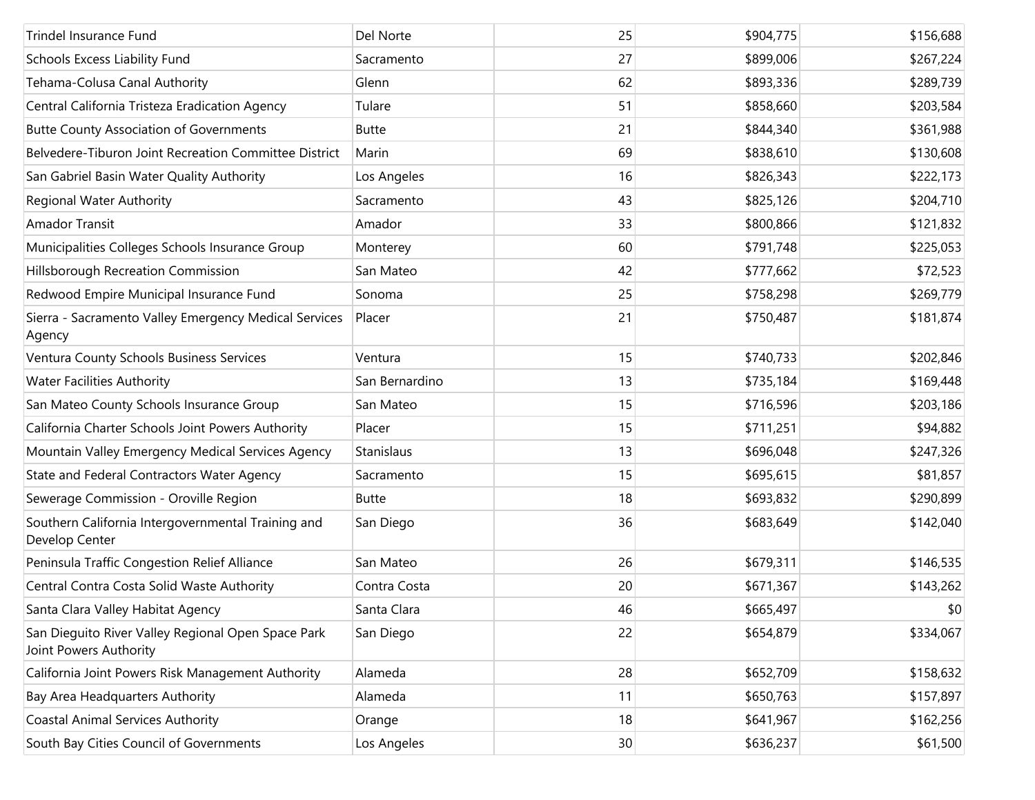| | | | | |
|---|---|---|---|---|
| Trindel Insurance Fund | Del Norte | 25 | $904,775 | $156,688 |
| Schools Excess Liability Fund | Sacramento | 27 | $899,006 | $267,224 |
| Tehama-Colusa Canal Authority | Glenn | 62 | $893,336 | $289,739 |
| Central California Tristeza Eradication Agency | Tulare | 51 | $858,660 | $203,584 |
| Butte County Association of Governments | Butte | 21 | $844,340 | $361,988 |
| Belvedere-Tiburon Joint Recreation Committee District | Marin | 69 | $838,610 | $130,608 |
| San Gabriel Basin Water Quality Authority | Los Angeles | 16 | $826,343 | $222,173 |
| Regional Water Authority | Sacramento | 43 | $825,126 | $204,710 |
| Amador Transit | Amador | 33 | $800,866 | $121,832 |
| Municipalities Colleges Schools Insurance Group | Monterey | 60 | $791,748 | $225,053 |
| Hillsborough Recreation Commission | San Mateo | 42 | $777,662 | $72,523 |
| Redwood Empire Municipal Insurance Fund | Sonoma | 25 | $758,298 | $269,779 |
| Sierra - Sacramento Valley Emergency Medical Services Agency | Placer | 21 | $750,487 | $181,874 |
| Ventura County Schools Business Services | Ventura | 15 | $740,733 | $202,846 |
| Water Facilities Authority | San Bernardino | 13 | $735,184 | $169,448 |
| San Mateo County Schools Insurance Group | San Mateo | 15 | $716,596 | $203,186 |
| California Charter Schools Joint Powers Authority | Placer | 15 | $711,251 | $94,882 |
| Mountain Valley Emergency Medical Services Agency | Stanislaus | 13 | $696,048 | $247,326 |
| State and Federal Contractors Water Agency | Sacramento | 15 | $695,615 | $81,857 |
| Sewerage Commission - Oroville Region | Butte | 18 | $693,832 | $290,899 |
| Southern California Intergovernmental Training and Develop Center | San Diego | 36 | $683,649 | $142,040 |
| Peninsula Traffic Congestion Relief Alliance | San Mateo | 26 | $679,311 | $146,535 |
| Central Contra Costa Solid Waste Authority | Contra Costa | 20 | $671,367 | $143,262 |
| Santa Clara Valley Habitat Agency | Santa Clara | 46 | $665,497 | $0 |
| San Dieguito River Valley Regional Open Space Park Joint Powers Authority | San Diego | 22 | $654,879 | $334,067 |
| California Joint Powers Risk Management Authority | Alameda | 28 | $652,709 | $158,632 |
| Bay Area Headquarters Authority | Alameda | 11 | $650,763 | $157,897 |
| Coastal Animal Services Authority | Orange | 18 | $641,967 | $162,256 |
| South Bay Cities Council of Governments | Los Angeles | 30 | $636,237 | $61,500 |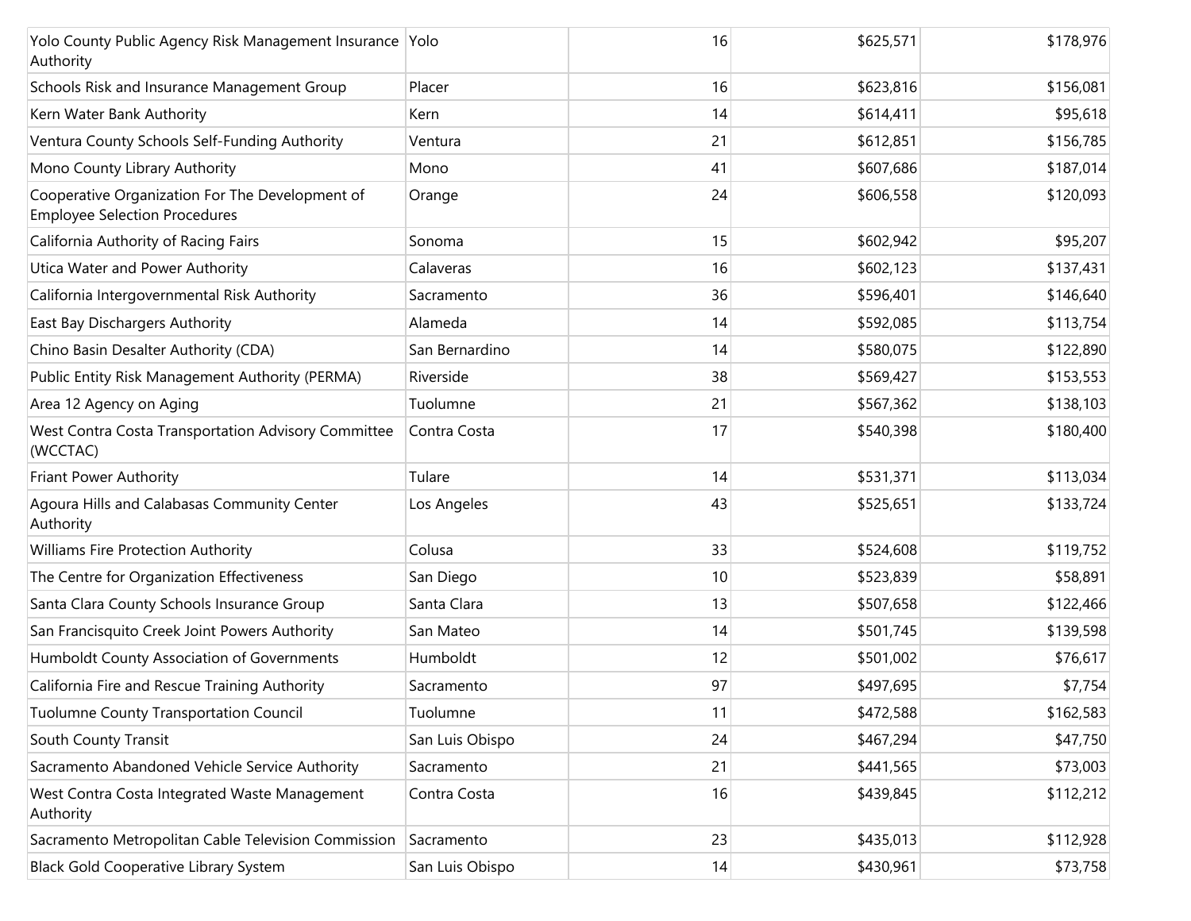| | | | | |
|---|---|---|---|---|
| Yolo County Public Agency Risk Management Insurance Authority | Yolo | 16 | $625,571 | $178,976 |
| Schools Risk and Insurance Management Group | Placer | 16 | $623,816 | $156,081 |
| Kern Water Bank Authority | Kern | 14 | $614,411 | $95,618 |
| Ventura County Schools Self-Funding Authority | Ventura | 21 | $612,851 | $156,785 |
| Mono County Library Authority | Mono | 41 | $607,686 | $187,014 |
| Cooperative Organization For The Development of Employee Selection Procedures | Orange | 24 | $606,558 | $120,093 |
| California Authority of Racing Fairs | Sonoma | 15 | $602,942 | $95,207 |
| Utica Water and Power Authority | Calaveras | 16 | $602,123 | $137,431 |
| California Intergovernmental Risk Authority | Sacramento | 36 | $596,401 | $146,640 |
| East Bay Dischargers Authority | Alameda | 14 | $592,085 | $113,754 |
| Chino Basin Desalter Authority (CDA) | San Bernardino | 14 | $580,075 | $122,890 |
| Public Entity Risk Management Authority (PERMA) | Riverside | 38 | $569,427 | $153,553 |
| Area 12 Agency on Aging | Tuolumne | 21 | $567,362 | $138,103 |
| West Contra Costa Transportation Advisory Committee (WCCTAC) | Contra Costa | 17 | $540,398 | $180,400 |
| Friant Power Authority | Tulare | 14 | $531,371 | $113,034 |
| Agoura Hills and Calabasas Community Center Authority | Los Angeles | 43 | $525,651 | $133,724 |
| Williams Fire Protection Authority | Colusa | 33 | $524,608 | $119,752 |
| The Centre for Organization Effectiveness | San Diego | 10 | $523,839 | $58,891 |
| Santa Clara County Schools Insurance Group | Santa Clara | 13 | $507,658 | $122,466 |
| San Francisquito Creek Joint Powers Authority | San Mateo | 14 | $501,745 | $139,598 |
| Humboldt County Association of Governments | Humboldt | 12 | $501,002 | $76,617 |
| California Fire and Rescue Training Authority | Sacramento | 97 | $497,695 | $7,754 |
| Tuolumne County Transportation Council | Tuolumne | 11 | $472,588 | $162,583 |
| South County Transit | San Luis Obispo | 24 | $467,294 | $47,750 |
| Sacramento Abandoned Vehicle Service Authority | Sacramento | 21 | $441,565 | $73,003 |
| West Contra Costa Integrated Waste Management Authority | Contra Costa | 16 | $439,845 | $112,212 |
| Sacramento Metropolitan Cable Television Commission | Sacramento | 23 | $435,013 | $112,928 |
| Black Gold Cooperative Library System | San Luis Obispo | 14 | $430,961 | $73,758 |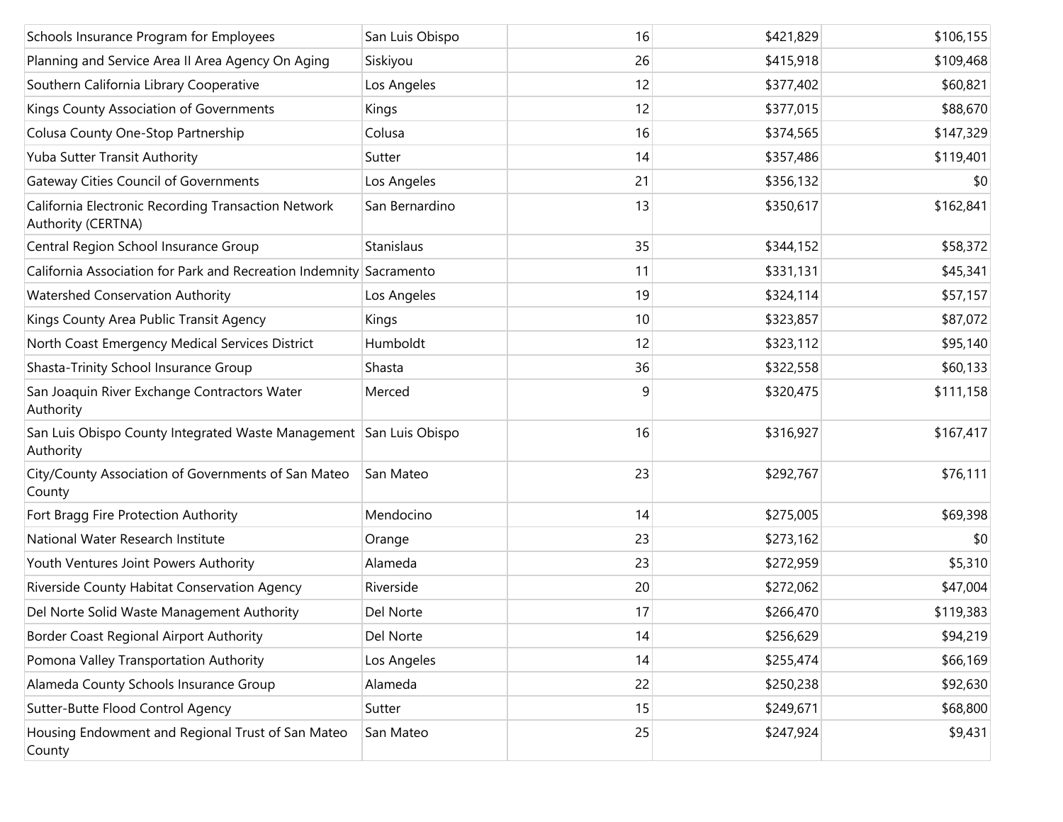| | | | | |
|---|---|---|---|---|
| Schools Insurance Program for Employees | San Luis Obispo | 16 | $421,829 | $106,155 |
| Planning and Service Area II Area Agency On Aging | Siskiyou | 26 | $415,918 | $109,468 |
| Southern California Library Cooperative | Los Angeles | 12 | $377,402 | $60,821 |
| Kings County Association of Governments | Kings | 12 | $377,015 | $88,670 |
| Colusa County One-Stop Partnership | Colusa | 16 | $374,565 | $147,329 |
| Yuba Sutter Transit Authority | Sutter | 14 | $357,486 | $119,401 |
| Gateway Cities Council of Governments | Los Angeles | 21 | $356,132 | $0 |
| California Electronic Recording Transaction Network Authority (CERTNA) | San Bernardino | 13 | $350,617 | $162,841 |
| Central Region School Insurance Group | Stanislaus | 35 | $344,152 | $58,372 |
| California Association for Park and Recreation Indemnity | Sacramento | 11 | $331,131 | $45,341 |
| Watershed Conservation Authority | Los Angeles | 19 | $324,114 | $57,157 |
| Kings County Area Public Transit Agency | Kings | 10 | $323,857 | $87,072 |
| North Coast Emergency Medical Services District | Humboldt | 12 | $323,112 | $95,140 |
| Shasta-Trinity School Insurance Group | Shasta | 36 | $322,558 | $60,133 |
| San Joaquin River Exchange Contractors Water Authority | Merced | 9 | $320,475 | $111,158 |
| San Luis Obispo County Integrated Waste Management Authority | San Luis Obispo | 16 | $316,927 | $167,417 |
| City/County Association of Governments of San Mateo County | San Mateo | 23 | $292,767 | $76,111 |
| Fort Bragg Fire Protection Authority | Mendocino | 14 | $275,005 | $69,398 |
| National Water Research Institute | Orange | 23 | $273,162 | $0 |
| Youth Ventures Joint Powers Authority | Alameda | 23 | $272,959 | $5,310 |
| Riverside County Habitat Conservation Agency | Riverside | 20 | $272,062 | $47,004 |
| Del Norte Solid Waste Management Authority | Del Norte | 17 | $266,470 | $119,383 |
| Border Coast Regional Airport Authority | Del Norte | 14 | $256,629 | $94,219 |
| Pomona Valley Transportation Authority | Los Angeles | 14 | $255,474 | $66,169 |
| Alameda County Schools Insurance Group | Alameda | 22 | $250,238 | $92,630 |
| Sutter-Butte Flood Control Agency | Sutter | 15 | $249,671 | $68,800 |
| Housing Endowment and Regional Trust of San Mateo County | San Mateo | 25 | $247,924 | $9,431 |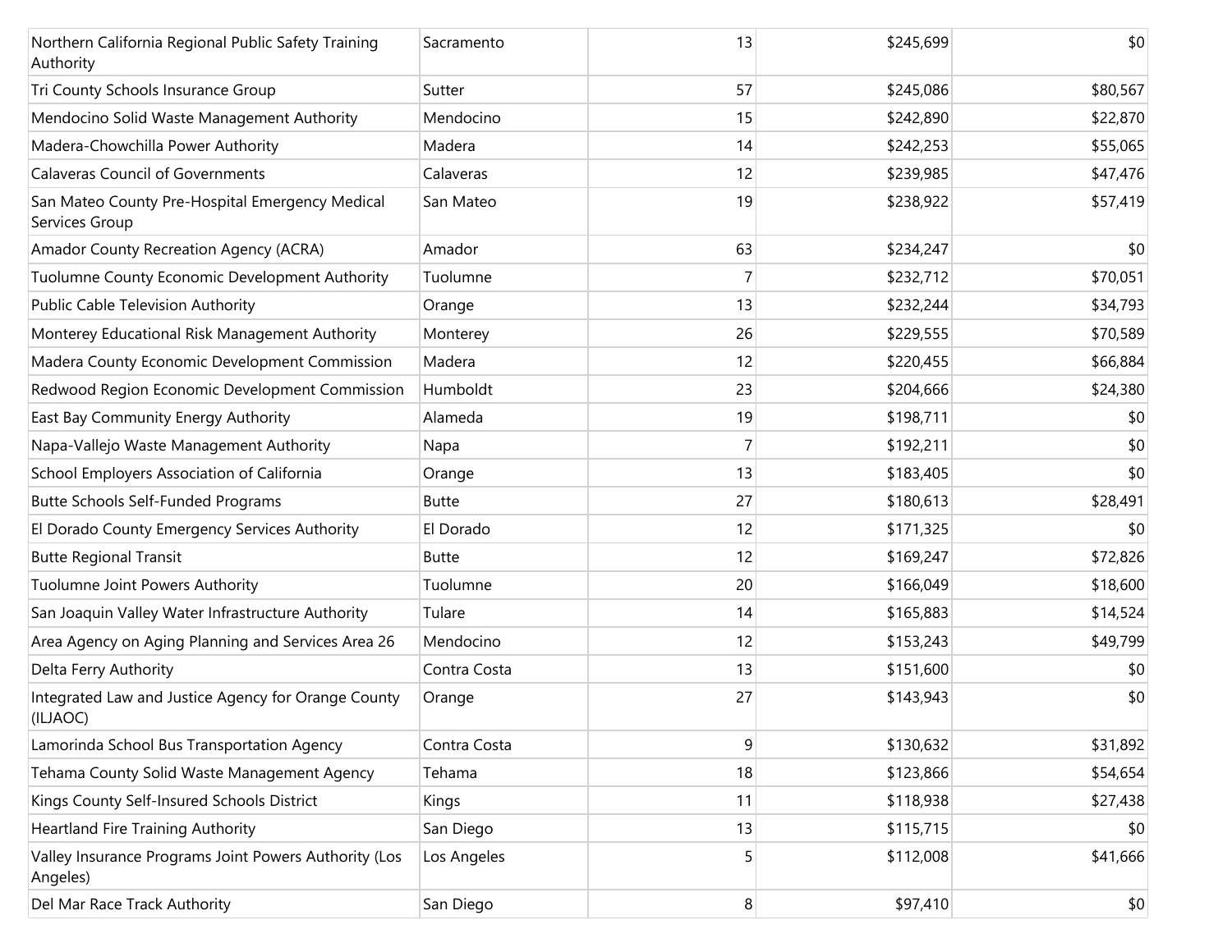| | | | | |
|---|---|---|---|---|
| Northern California Regional Public Safety Training Authority | Sacramento | 13 | $245,699 | $0 |
| Tri County Schools Insurance Group | Sutter | 57 | $245,086 | $80,567 |
| Mendocino Solid Waste Management Authority | Mendocino | 15 | $242,890 | $22,870 |
| Madera-Chowchilla Power Authority | Madera | 14 | $242,253 | $55,065 |
| Calaveras Council of Governments | Calaveras | 12 | $239,985 | $47,476 |
| San Mateo County Pre-Hospital Emergency Medical Services Group | San Mateo | 19 | $238,922 | $57,419 |
| Amador County Recreation Agency (ACRA) | Amador | 63 | $234,247 | $0 |
| Tuolumne County Economic Development Authority | Tuolumne | 7 | $232,712 | $70,051 |
| Public Cable Television Authority | Orange | 13 | $232,244 | $34,793 |
| Monterey Educational Risk Management Authority | Monterey | 26 | $229,555 | $70,589 |
| Madera County Economic Development Commission | Madera | 12 | $220,455 | $66,884 |
| Redwood Region Economic Development Commission | Humboldt | 23 | $204,666 | $24,380 |
| East Bay Community Energy Authority | Alameda | 19 | $198,711 | $0 |
| Napa-Vallejo Waste Management Authority | Napa | 7 | $192,211 | $0 |
| School Employers Association of California | Orange | 13 | $183,405 | $0 |
| Butte Schools Self-Funded Programs | Butte | 27 | $180,613 | $28,491 |
| El Dorado County Emergency Services Authority | El Dorado | 12 | $171,325 | $0 |
| Butte Regional Transit | Butte | 12 | $169,247 | $72,826 |
| Tuolumne Joint Powers Authority | Tuolumne | 20 | $166,049 | $18,600 |
| San Joaquin Valley Water Infrastructure Authority | Tulare | 14 | $165,883 | $14,524 |
| Area Agency on Aging Planning and Services Area 26 | Mendocino | 12 | $153,243 | $49,799 |
| Delta Ferry Authority | Contra Costa | 13 | $151,600 | $0 |
| Integrated Law and Justice Agency for Orange County (ILJAOC) | Orange | 27 | $143,943 | $0 |
| Lamorinda School Bus Transportation Agency | Contra Costa | 9 | $130,632 | $31,892 |
| Tehama County Solid Waste Management Agency | Tehama | 18 | $123,866 | $54,654 |
| Kings County Self-Insured Schools District | Kings | 11 | $118,938 | $27,438 |
| Heartland Fire Training Authority | San Diego | 13 | $115,715 | $0 |
| Valley Insurance Programs Joint Powers Authority (Los Angeles) | Los Angeles | 5 | $112,008 | $41,666 |
| Del Mar Race Track Authority | San Diego | 8 | $97,410 | $0 |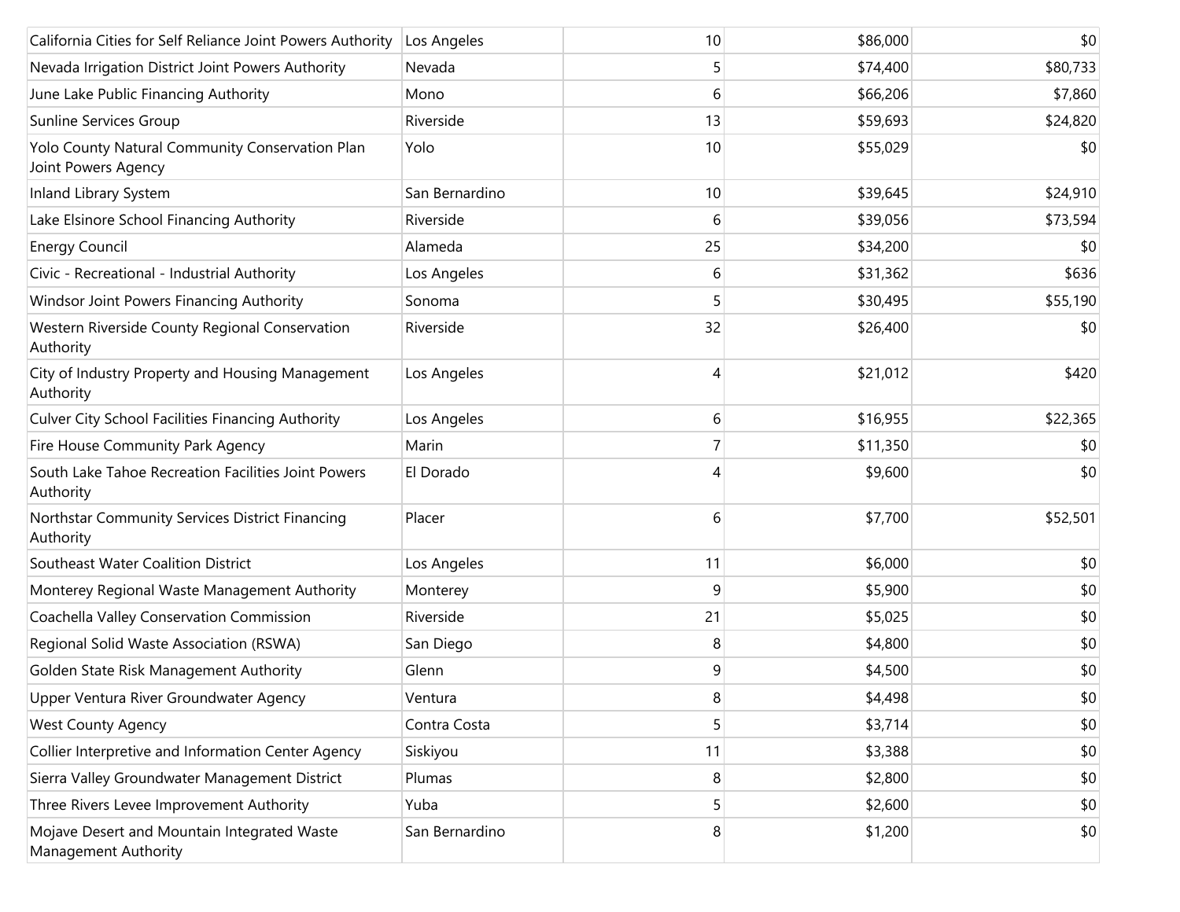| | | | | |
|---|---|---|---|---|
| California Cities for Self Reliance Joint Powers Authority | Los Angeles | 10 | $86,000 | $0 |
| Nevada Irrigation District Joint Powers Authority | Nevada | 5 | $74,400 | $80,733 |
| June Lake Public Financing Authority | Mono | 6 | $66,206 | $7,860 |
| Sunline Services Group | Riverside | 13 | $59,693 | $24,820 |
| Yolo County Natural Community Conservation Plan Joint Powers Agency | Yolo | 10 | $55,029 | $0 |
| Inland Library System | San Bernardino | 10 | $39,645 | $24,910 |
| Lake Elsinore School Financing Authority | Riverside | 6 | $39,056 | $73,594 |
| Energy Council | Alameda | 25 | $34,200 | $0 |
| Civic - Recreational - Industrial Authority | Los Angeles | 6 | $31,362 | $636 |
| Windsor Joint Powers Financing Authority | Sonoma | 5 | $30,495 | $55,190 |
| Western Riverside County Regional Conservation Authority | Riverside | 32 | $26,400 | $0 |
| City of Industry Property and Housing Management Authority | Los Angeles | 4 | $21,012 | $420 |
| Culver City School Facilities Financing Authority | Los Angeles | 6 | $16,955 | $22,365 |
| Fire House Community Park Agency | Marin | 7 | $11,350 | $0 |
| South Lake Tahoe Recreation Facilities Joint Powers Authority | El Dorado | 4 | $9,600 | $0 |
| Northstar Community Services District Financing Authority | Placer | 6 | $7,700 | $52,501 |
| Southeast Water Coalition District | Los Angeles | 11 | $6,000 | $0 |
| Monterey Regional Waste Management Authority | Monterey | 9 | $5,900 | $0 |
| Coachella Valley Conservation Commission | Riverside | 21 | $5,025 | $0 |
| Regional Solid Waste Association (RSWA) | San Diego | 8 | $4,800 | $0 |
| Golden State Risk Management Authority | Glenn | 9 | $4,500 | $0 |
| Upper Ventura River Groundwater Agency | Ventura | 8 | $4,498 | $0 |
| West County Agency | Contra Costa | 5 | $3,714 | $0 |
| Collier Interpretive and Information Center Agency | Siskiyou | 11 | $3,388 | $0 |
| Sierra Valley Groundwater Management District | Plumas | 8 | $2,800 | $0 |
| Three Rivers Levee Improvement Authority | Yuba | 5 | $2,600 | $0 |
| Mojave Desert and Mountain Integrated Waste Management Authority | San Bernardino | 8 | $1,200 | $0 |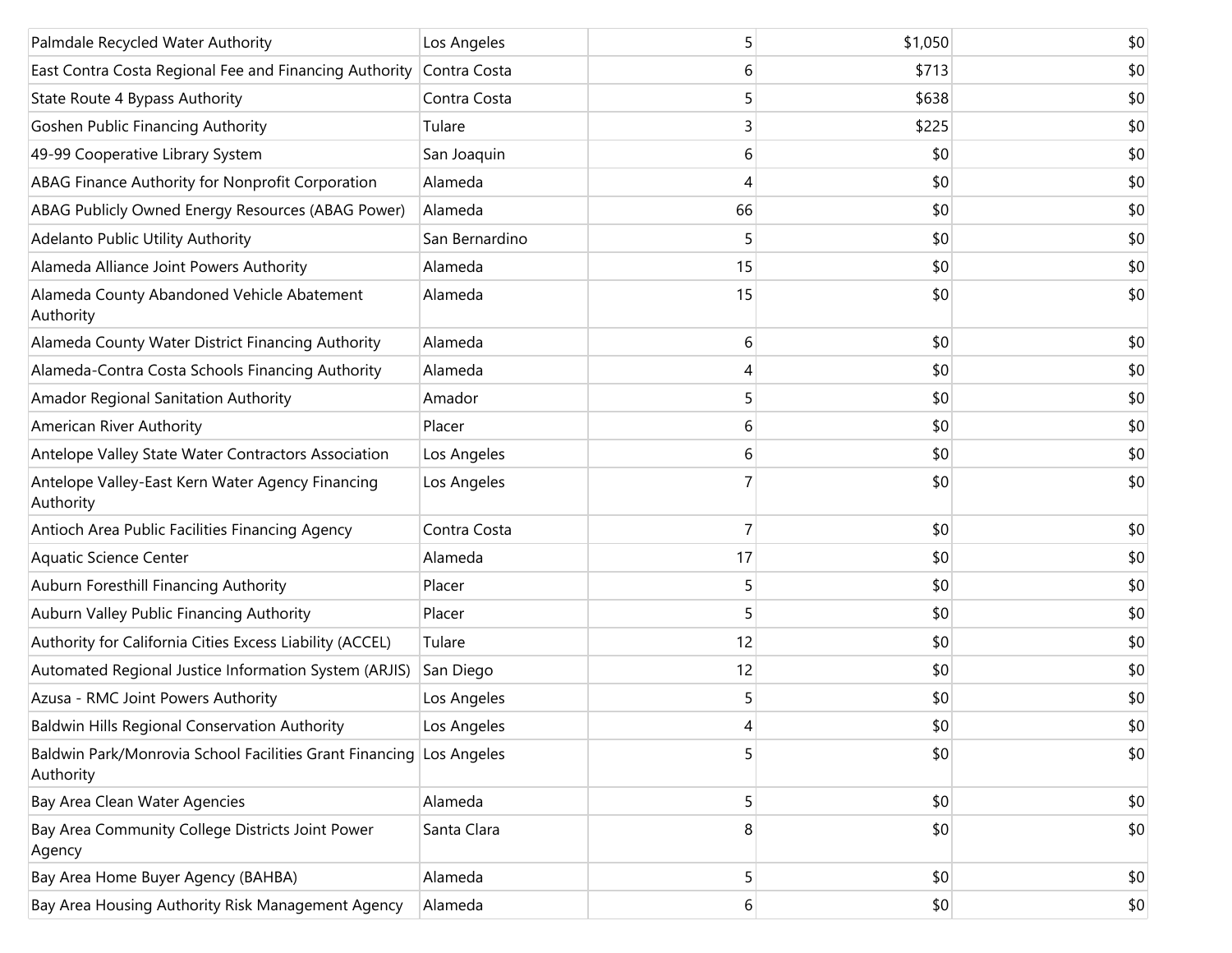| | | | | |
|---|---|---|---|---|
| Palmdale Recycled Water Authority | Los Angeles | 5 | $1,050 | $0 |
| East Contra Costa Regional Fee and Financing Authority | Contra Costa | 6 | $713 | $0 |
| State Route 4 Bypass Authority | Contra Costa | 5 | $638 | $0 |
| Goshen Public Financing Authority | Tulare | 3 | $225 | $0 |
| 49-99 Cooperative Library System | San Joaquin | 6 | $0 | $0 |
| ABAG Finance Authority for Nonprofit Corporation | Alameda | 4 | $0 | $0 |
| ABAG Publicly Owned Energy Resources (ABAG Power) | Alameda | 66 | $0 | $0 |
| Adelanto Public Utility Authority | San Bernardino | 5 | $0 | $0 |
| Alameda Alliance Joint Powers Authority | Alameda | 15 | $0 | $0 |
| Alameda County Abandoned Vehicle Abatement Authority | Alameda | 15 | $0 | $0 |
| Alameda County Water District Financing Authority | Alameda | 6 | $0 | $0 |
| Alameda-Contra Costa Schools Financing Authority | Alameda | 4 | $0 | $0 |
| Amador Regional Sanitation Authority | Amador | 5 | $0 | $0 |
| American River Authority | Placer | 6 | $0 | $0 |
| Antelope Valley State Water Contractors Association | Los Angeles | 6 | $0 | $0 |
| Antelope Valley-East Kern Water Agency Financing Authority | Los Angeles | 7 | $0 | $0 |
| Antioch Area Public Facilities Financing Agency | Contra Costa | 7 | $0 | $0 |
| Aquatic Science Center | Alameda | 17 | $0 | $0 |
| Auburn Foresthill Financing Authority | Placer | 5 | $0 | $0 |
| Auburn Valley Public Financing Authority | Placer | 5 | $0 | $0 |
| Authority for California Cities Excess Liability (ACCEL) | Tulare | 12 | $0 | $0 |
| Automated Regional Justice Information System (ARJIS) | San Diego | 12 | $0 | $0 |
| Azusa - RMC Joint Powers Authority | Los Angeles | 5 | $0 | $0 |
| Baldwin Hills Regional Conservation Authority | Los Angeles | 4 | $0 | $0 |
| Baldwin Park/Monrovia School Facilities Grant Financing Authority | Los Angeles | 5 | $0 | $0 |
| Bay Area Clean Water Agencies | Alameda | 5 | $0 | $0 |
| Bay Area Community College Districts Joint Power Agency | Santa Clara | 8 | $0 | $0 |
| Bay Area Home Buyer Agency (BAHBA) | Alameda | 5 | $0 | $0 |
| Bay Area Housing Authority Risk Management Agency | Alameda | 6 | $0 | $0 |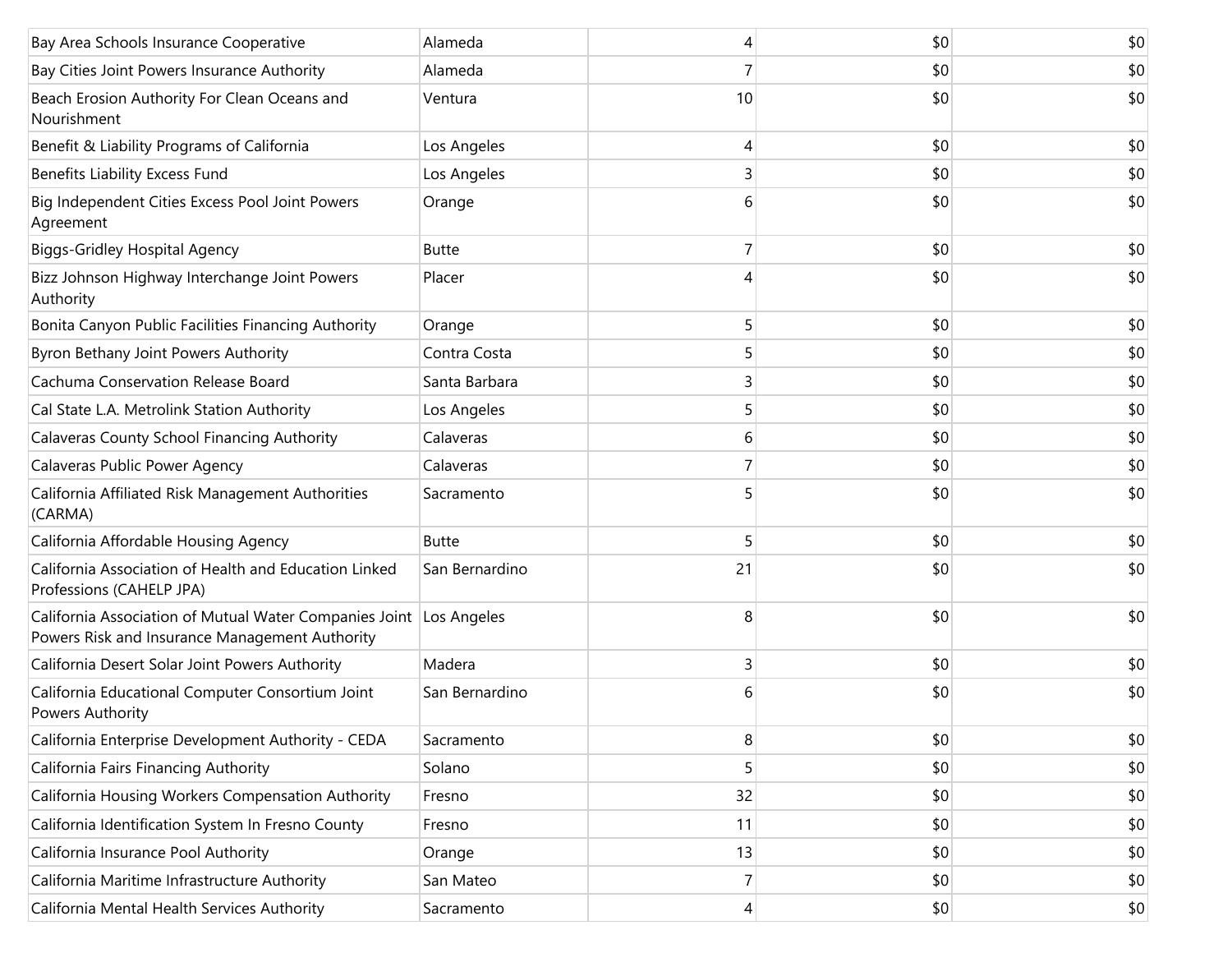| | | | | |
|---|---|---|---|---|
| Bay Area Schools Insurance Cooperative | Alameda | 4 | $0 | $0 |
| Bay Cities Joint Powers Insurance Authority | Alameda | 7 | $0 | $0 |
| Beach Erosion Authority For Clean Oceans and Nourishment | Ventura | 10 | $0 | $0 |
| Benefit & Liability Programs of California | Los Angeles | 4 | $0 | $0 |
| Benefits Liability Excess Fund | Los Angeles | 3 | $0 | $0 |
| Big Independent Cities Excess Pool Joint Powers Agreement | Orange | 6 | $0 | $0 |
| Biggs-Gridley Hospital Agency | Butte | 7 | $0 | $0 |
| Bizz Johnson Highway Interchange Joint Powers Authority | Placer | 4 | $0 | $0 |
| Bonita Canyon Public Facilities Financing Authority | Orange | 5 | $0 | $0 |
| Byron Bethany Joint Powers Authority | Contra Costa | 5 | $0 | $0 |
| Cachuma Conservation Release Board | Santa Barbara | 3 | $0 | $0 |
| Cal State L.A. Metrolink Station Authority | Los Angeles | 5 | $0 | $0 |
| Calaveras County School Financing Authority | Calaveras | 6 | $0 | $0 |
| Calaveras Public Power Agency | Calaveras | 7 | $0 | $0 |
| California Affiliated Risk Management Authorities (CARMA) | Sacramento | 5 | $0 | $0 |
| California Affordable Housing Agency | Butte | 5 | $0 | $0 |
| California Association of Health and Education Linked Professions (CAHELP JPA) | San Bernardino | 21 | $0 | $0 |
| California Association of Mutual Water Companies Joint Powers Risk and Insurance Management Authority | Los Angeles | 8 | $0 | $0 |
| California Desert Solar Joint Powers Authority | Madera | 3 | $0 | $0 |
| California Educational Computer Consortium Joint Powers Authority | San Bernardino | 6 | $0 | $0 |
| California Enterprise Development Authority - CEDA | Sacramento | 8 | $0 | $0 |
| California Fairs Financing Authority | Solano | 5 | $0 | $0 |
| California Housing Workers Compensation Authority | Fresno | 32 | $0 | $0 |
| California Identification System In Fresno County | Fresno | 11 | $0 | $0 |
| California Insurance Pool Authority | Orange | 13 | $0 | $0 |
| California Maritime Infrastructure Authority | San Mateo | 7 | $0 | $0 |
| California Mental Health Services Authority | Sacramento | 4 | $0 | $0 |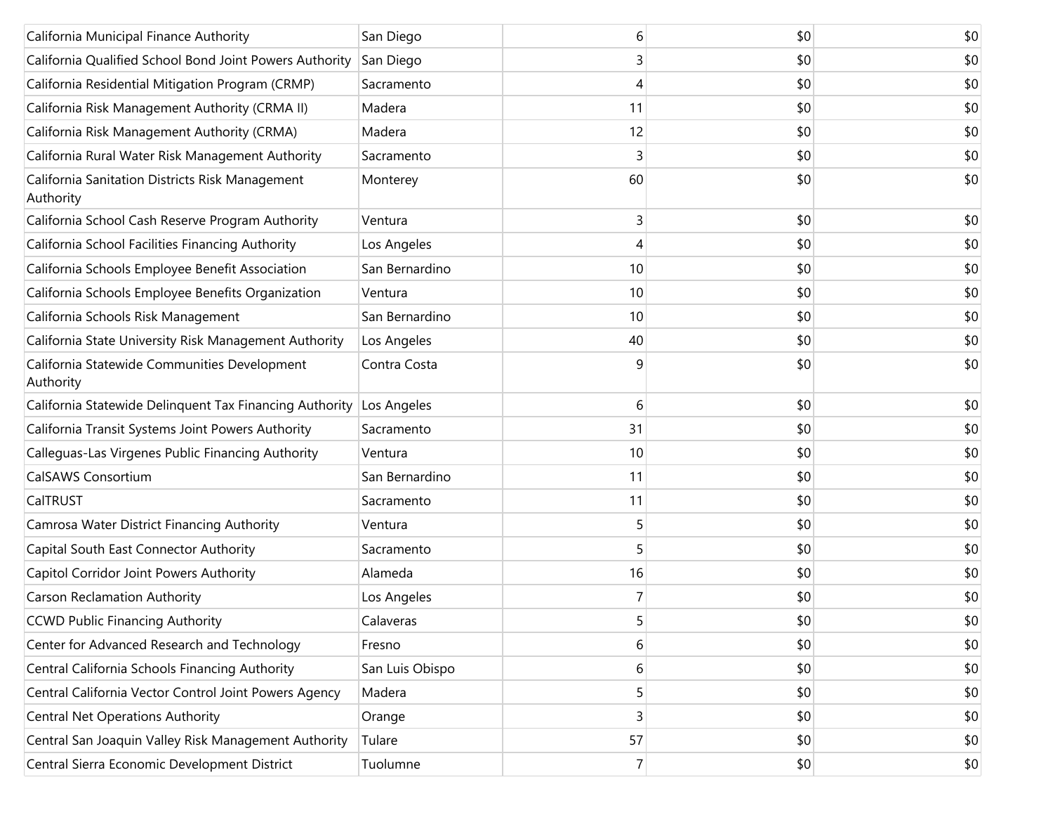| | | | | |
|---|---|---|---|---|
| California Municipal Finance Authority | San Diego | 6 | $0 | $0 |
| California Qualified School Bond Joint Powers Authority | San Diego | 3 | $0 | $0 |
| California Residential Mitigation Program (CRMP) | Sacramento | 4 | $0 | $0 |
| California Risk Management Authority (CRMA II) | Madera | 11 | $0 | $0 |
| California Risk Management Authority (CRMA) | Madera | 12 | $0 | $0 |
| California Rural Water Risk Management Authority | Sacramento | 3 | $0 | $0 |
| California Sanitation Districts Risk Management Authority | Monterey | 60 | $0 | $0 |
| California School Cash Reserve Program Authority | Ventura | 3 | $0 | $0 |
| California School Facilities Financing Authority | Los Angeles | 4 | $0 | $0 |
| California Schools Employee Benefit Association | San Bernardino | 10 | $0 | $0 |
| California Schools Employee Benefits Organization | Ventura | 10 | $0 | $0 |
| California Schools Risk Management | San Bernardino | 10 | $0 | $0 |
| California State University Risk Management Authority | Los Angeles | 40 | $0 | $0 |
| California Statewide Communities Development Authority | Contra Costa | 9 | $0 | $0 |
| California Statewide Delinquent Tax Financing Authority | Los Angeles | 6 | $0 | $0 |
| California Transit Systems Joint Powers Authority | Sacramento | 31 | $0 | $0 |
| Calleguas-Las Virgenes Public Financing Authority | Ventura | 10 | $0 | $0 |
| CalSAWS Consortium | San Bernardino | 11 | $0 | $0 |
| CalTRUST | Sacramento | 11 | $0 | $0 |
| Camrosa Water District Financing Authority | Ventura | 5 | $0 | $0 |
| Capital South East Connector Authority | Sacramento | 5 | $0 | $0 |
| Capitol Corridor Joint Powers Authority | Alameda | 16 | $0 | $0 |
| Carson Reclamation Authority | Los Angeles | 7 | $0 | $0 |
| CCWD Public Financing Authority | Calaveras | 5 | $0 | $0 |
| Center for Advanced Research and Technology | Fresno | 6 | $0 | $0 |
| Central California Schools Financing Authority | San Luis Obispo | 6 | $0 | $0 |
| Central California Vector Control Joint Powers Agency | Madera | 5 | $0 | $0 |
| Central Net Operations Authority | Orange | 3 | $0 | $0 |
| Central San Joaquin Valley Risk Management Authority | Tulare | 57 | $0 | $0 |
| Central Sierra Economic Development District | Tuolumne | 7 | $0 | $0 |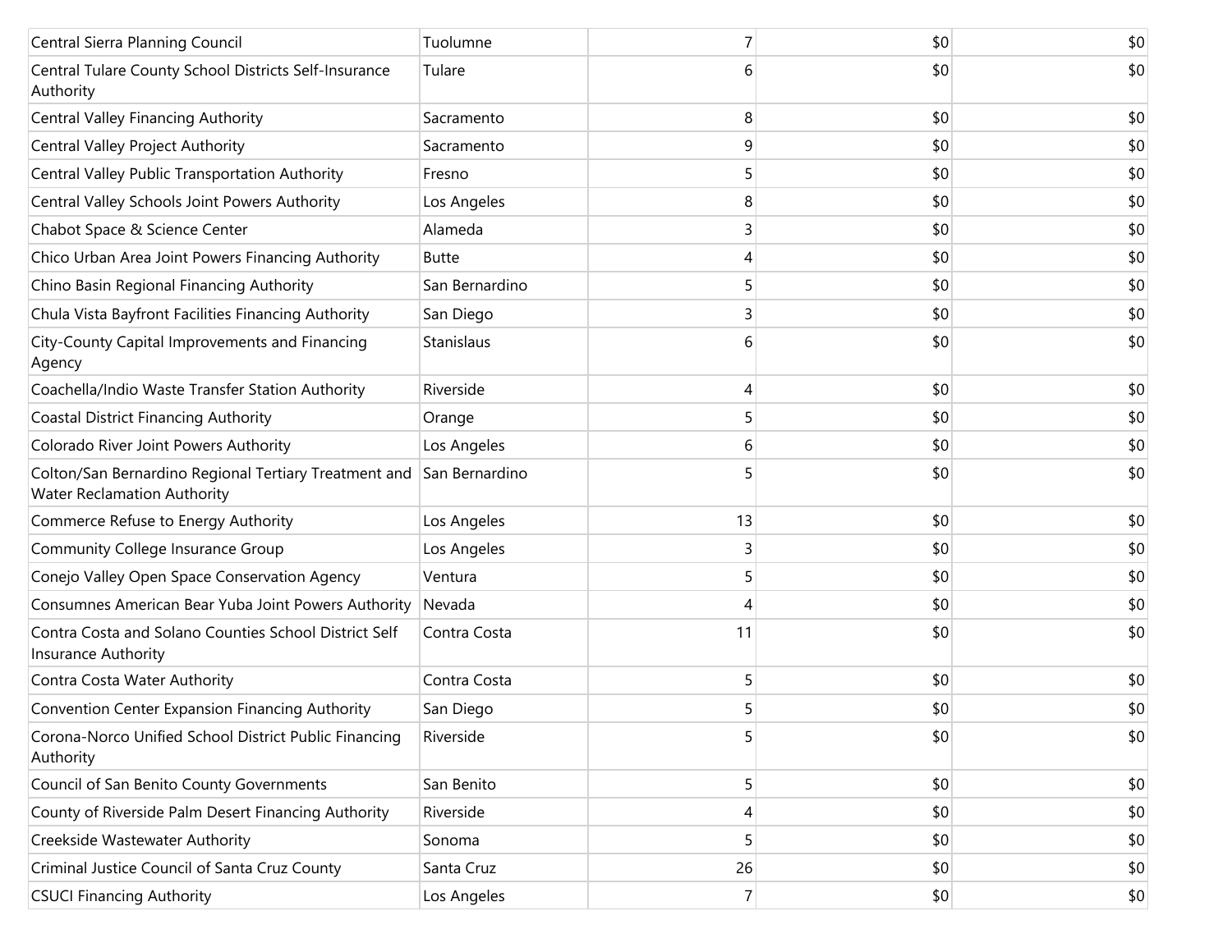| | | | | |
|---|---|---|---|---|
| Central Sierra Planning Council | Tuolumne | 7 | $0 | $0 |
| Central Tulare County School Districts Self-Insurance Authority | Tulare | 6 | $0 | $0 |
| Central Valley Financing Authority | Sacramento | 8 | $0 | $0 |
| Central Valley Project Authority | Sacramento | 9 | $0 | $0 |
| Central Valley Public Transportation Authority | Fresno | 5 | $0 | $0 |
| Central Valley Schools Joint Powers Authority | Los Angeles | 8 | $0 | $0 |
| Chabot Space & Science Center | Alameda | 3 | $0 | $0 |
| Chico Urban Area Joint Powers Financing Authority | Butte | 4 | $0 | $0 |
| Chino Basin Regional Financing Authority | San Bernardino | 5 | $0 | $0 |
| Chula Vista Bayfront Facilities Financing Authority | San Diego | 3 | $0 | $0 |
| City-County Capital Improvements and Financing Agency | Stanislaus | 6 | $0 | $0 |
| Coachella/Indio Waste Transfer Station Authority | Riverside | 4 | $0 | $0 |
| Coastal District Financing Authority | Orange | 5 | $0 | $0 |
| Colorado River Joint Powers Authority | Los Angeles | 6 | $0 | $0 |
| Colton/San Bernardino Regional Tertiary Treatment and Water Reclamation Authority | San Bernardino | 5 | $0 | $0 |
| Commerce Refuse to Energy Authority | Los Angeles | 13 | $0 | $0 |
| Community College Insurance Group | Los Angeles | 3 | $0 | $0 |
| Conejo Valley Open Space Conservation Agency | Ventura | 5 | $0 | $0 |
| Consumnes American Bear Yuba Joint Powers Authority | Nevada | 4 | $0 | $0 |
| Contra Costa and Solano Counties School District Self Insurance Authority | Contra Costa | 11 | $0 | $0 |
| Contra Costa Water Authority | Contra Costa | 5 | $0 | $0 |
| Convention Center Expansion Financing Authority | San Diego | 5 | $0 | $0 |
| Corona-Norco Unified School District Public Financing Authority | Riverside | 5 | $0 | $0 |
| Council of San Benito County Governments | San Benito | 5 | $0 | $0 |
| County of Riverside Palm Desert Financing Authority | Riverside | 4 | $0 | $0 |
| Creekside Wastewater Authority | Sonoma | 5 | $0 | $0 |
| Criminal Justice Council of Santa Cruz County | Santa Cruz | 26 | $0 | $0 |
| CSUCI Financing Authority | Los Angeles | 7 | $0 | $0 |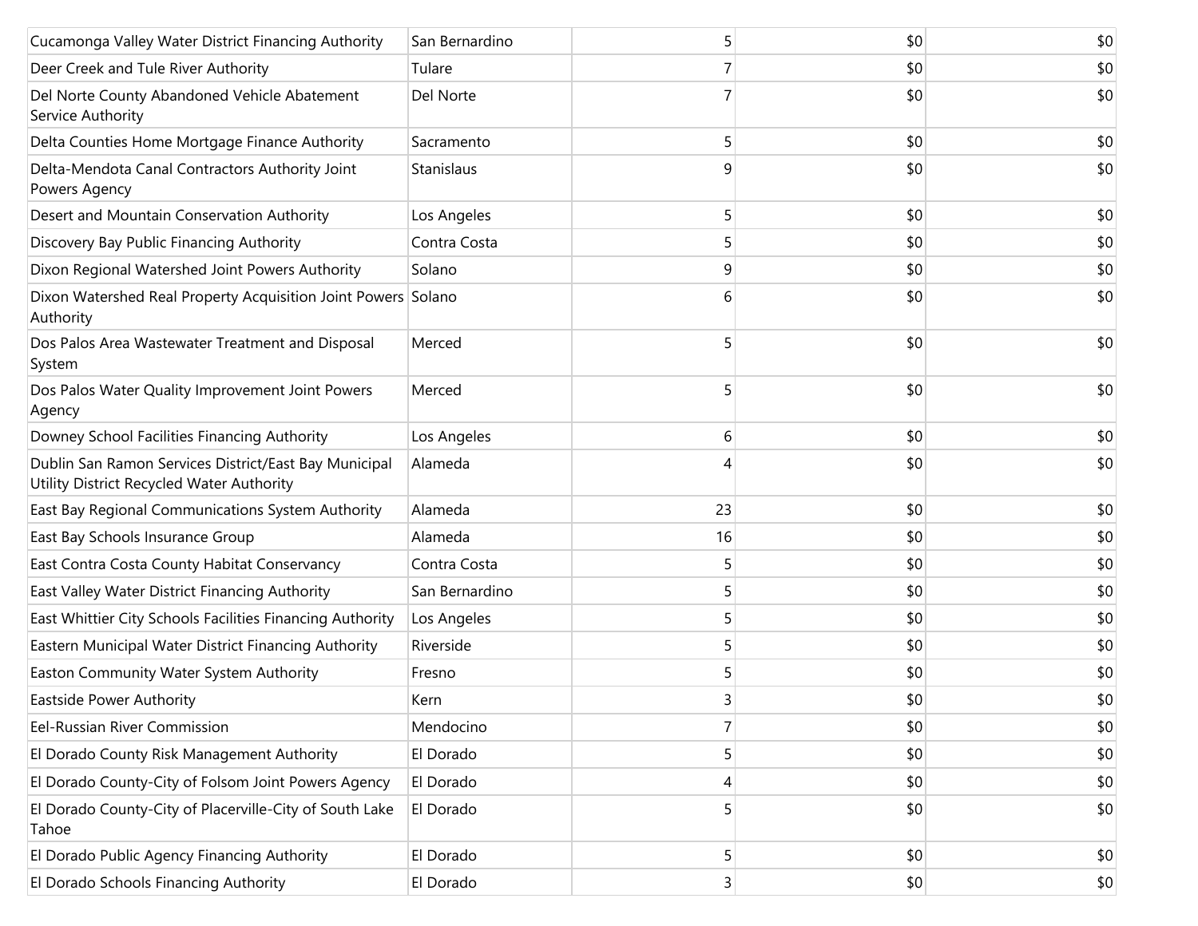| | | | | |
|---|---|---|---|---|
| Cucamonga Valley Water District Financing Authority | San Bernardino | 5 | $0 | $0 |
| Deer Creek and Tule River Authority | Tulare | 7 | $0 | $0 |
| Del Norte County Abandoned Vehicle Abatement Service Authority | Del Norte | 7 | $0 | $0 |
| Delta Counties Home Mortgage Finance Authority | Sacramento | 5 | $0 | $0 |
| Delta-Mendota Canal Contractors Authority Joint Powers Agency | Stanislaus | 9 | $0 | $0 |
| Desert and Mountain Conservation Authority | Los Angeles | 5 | $0 | $0 |
| Discovery Bay Public Financing Authority | Contra Costa | 5 | $0 | $0 |
| Dixon Regional Watershed Joint Powers Authority | Solano | 9 | $0 | $0 |
| Dixon Watershed Real Property Acquisition Joint Powers Authority | Solano | 6 | $0 | $0 |
| Dos Palos Area Wastewater Treatment and Disposal System | Merced | 5 | $0 | $0 |
| Dos Palos Water Quality Improvement Joint Powers Agency | Merced | 5 | $0 | $0 |
| Downey School Facilities Financing Authority | Los Angeles | 6 | $0 | $0 |
| Dublin San Ramon Services District/East Bay Municipal Utility District Recycled Water Authority | Alameda | 4 | $0 | $0 |
| East Bay Regional Communications System Authority | Alameda | 23 | $0 | $0 |
| East Bay Schools Insurance Group | Alameda | 16 | $0 | $0 |
| East Contra Costa County Habitat Conservancy | Contra Costa | 5 | $0 | $0 |
| East Valley Water District Financing Authority | San Bernardino | 5 | $0 | $0 |
| East Whittier City Schools Facilities Financing Authority | Los Angeles | 5 | $0 | $0 |
| Eastern Municipal Water District Financing Authority | Riverside | 5 | $0 | $0 |
| Easton Community Water System Authority | Fresno | 5 | $0 | $0 |
| Eastside Power Authority | Kern | 3 | $0 | $0 |
| Eel-Russian River Commission | Mendocino | 7 | $0 | $0 |
| El Dorado County Risk Management Authority | El Dorado | 5 | $0 | $0 |
| El Dorado County-City of Folsom Joint Powers Agency | El Dorado | 4 | $0 | $0 |
| El Dorado County-City of Placerville-City of South Lake Tahoe | El Dorado | 5 | $0 | $0 |
| El Dorado Public Agency Financing Authority | El Dorado | 5 | $0 | $0 |
| El Dorado Schools Financing Authority | El Dorado | 3 | $0 | $0 |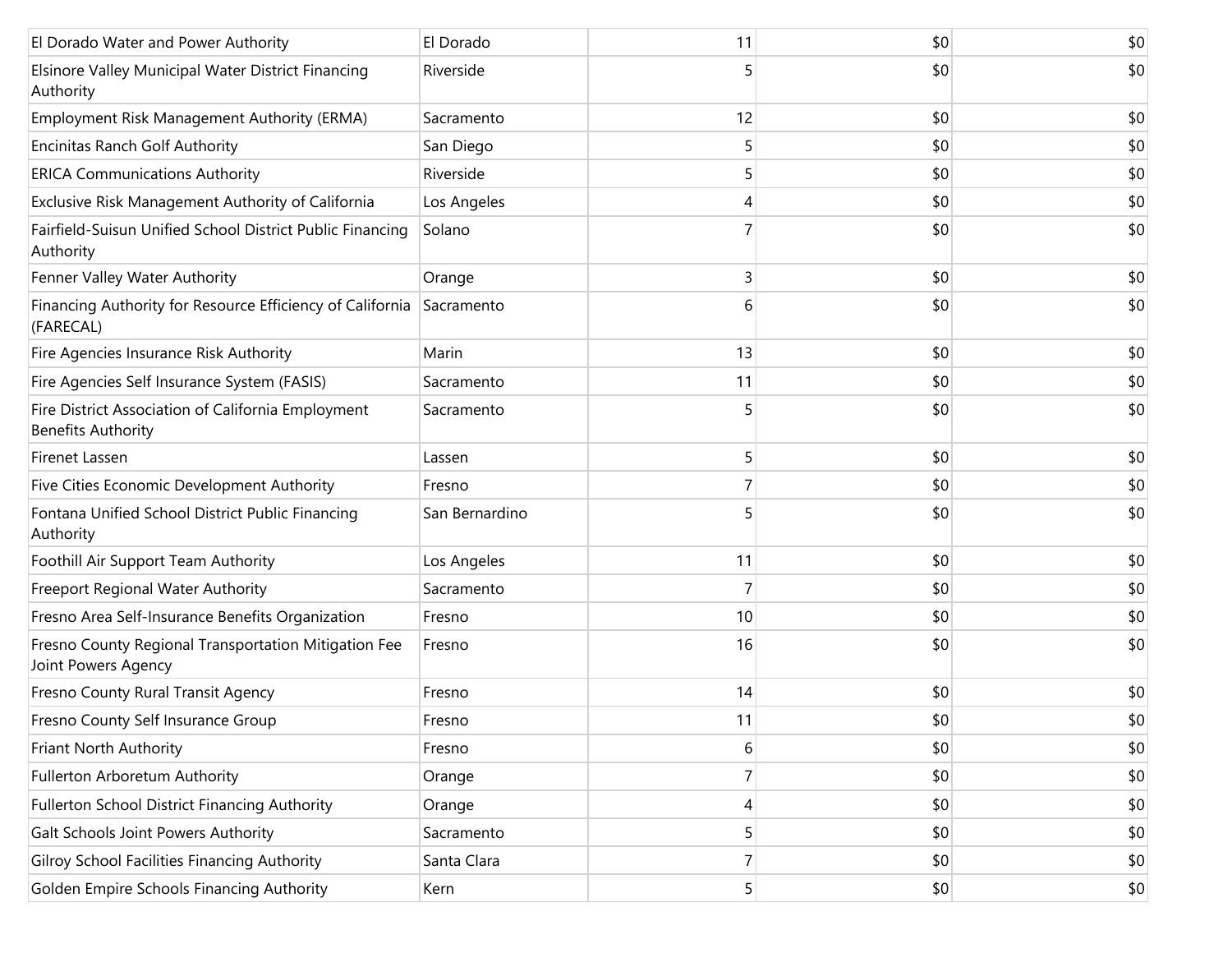| | | | | |
|---|---|---|---|---|
| El Dorado Water and Power Authority | El Dorado | 11 | $0 | $0 |
| Elsinore Valley Municipal Water District Financing Authority | Riverside | 5 | $0 | $0 |
| Employment Risk Management Authority (ERMA) | Sacramento | 12 | $0 | $0 |
| Encinitas Ranch Golf Authority | San Diego | 5 | $0 | $0 |
| ERICA Communications Authority | Riverside | 5 | $0 | $0 |
| Exclusive Risk Management Authority of California | Los Angeles | 4 | $0 | $0 |
| Fairfield-Suisun Unified School District Public Financing Authority | Solano | 7 | $0 | $0 |
| Fenner Valley Water Authority | Orange | 3 | $0 | $0 |
| Financing Authority for Resource Efficiency of California (FARECAL) | Sacramento | 6 | $0 | $0 |
| Fire Agencies Insurance Risk Authority | Marin | 13 | $0 | $0 |
| Fire Agencies Self Insurance System (FASIS) | Sacramento | 11 | $0 | $0 |
| Fire District Association of California Employment Benefits Authority | Sacramento | 5 | $0 | $0 |
| Firenet Lassen | Lassen | 5 | $0 | $0 |
| Five Cities Economic Development Authority | Fresno | 7 | $0 | $0 |
| Fontana Unified School District Public Financing Authority | San Bernardino | 5 | $0 | $0 |
| Foothill Air Support Team Authority | Los Angeles | 11 | $0 | $0 |
| Freeport Regional Water Authority | Sacramento | 7 | $0 | $0 |
| Fresno Area Self-Insurance Benefits Organization | Fresno | 10 | $0 | $0 |
| Fresno County Regional Transportation Mitigation Fee Joint Powers Agency | Fresno | 16 | $0 | $0 |
| Fresno County Rural Transit Agency | Fresno | 14 | $0 | $0 |
| Fresno County Self Insurance Group | Fresno | 11 | $0 | $0 |
| Friant North Authority | Fresno | 6 | $0 | $0 |
| Fullerton Arboretum Authority | Orange | 7 | $0 | $0 |
| Fullerton School District Financing Authority | Orange | 4 | $0 | $0 |
| Galt Schools Joint Powers Authority | Sacramento | 5 | $0 | $0 |
| Gilroy School Facilities Financing Authority | Santa Clara | 7 | $0 | $0 |
| Golden Empire Schools Financing Authority | Kern | 5 | $0 | $0 |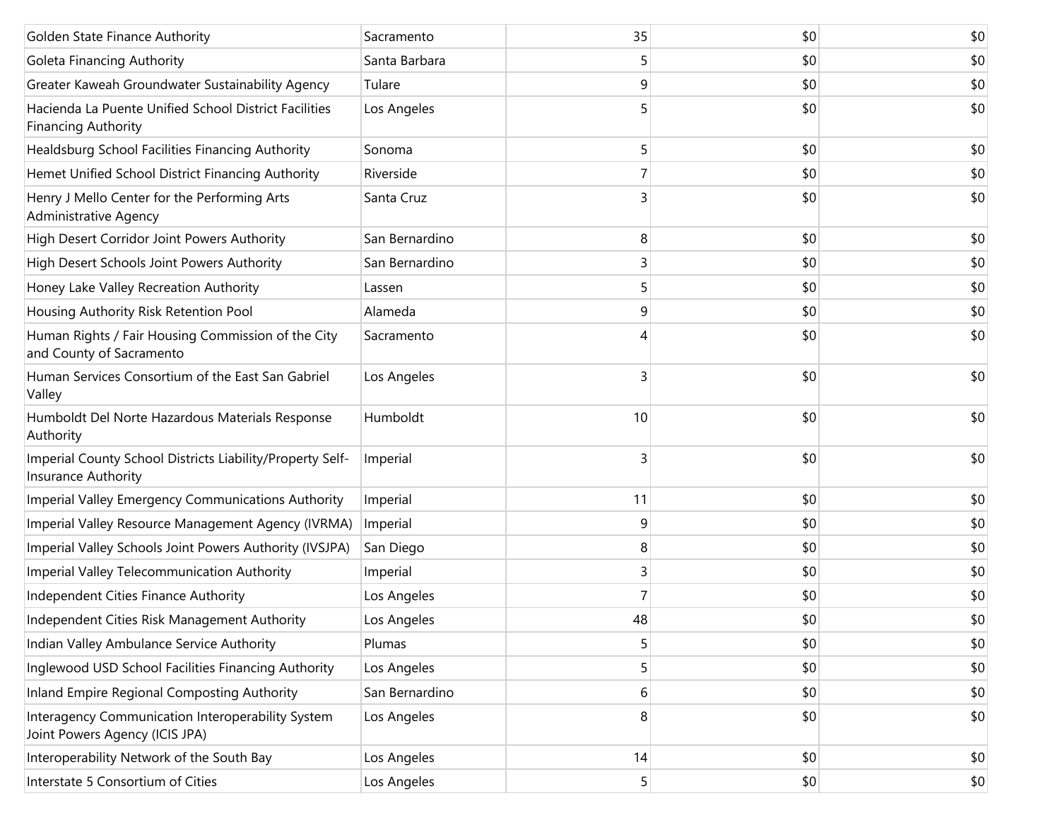| | | | | |
|---|---|---|---|---|
| Golden State Finance Authority | Sacramento | 35 | $0 | $0 |
| Goleta Financing Authority | Santa Barbara | 5 | $0 | $0 |
| Greater Kaweah Groundwater Sustainability Agency | Tulare | 9 | $0 | $0 |
| Hacienda La Puente Unified School District Facilities Financing Authority | Los Angeles | 5 | $0 | $0 |
| Healdsburg School Facilities Financing Authority | Sonoma | 5 | $0 | $0 |
| Hemet Unified School District Financing Authority | Riverside | 7 | $0 | $0 |
| Henry J Mello Center for the Performing Arts Administrative Agency | Santa Cruz | 3 | $0 | $0 |
| High Desert Corridor Joint Powers Authority | San Bernardino | 8 | $0 | $0 |
| High Desert Schools Joint Powers Authority | San Bernardino | 3 | $0 | $0 |
| Honey Lake Valley Recreation Authority | Lassen | 5 | $0 | $0 |
| Housing Authority Risk Retention Pool | Alameda | 9 | $0 | $0 |
| Human Rights / Fair Housing Commission of the City and County of Sacramento | Sacramento | 4 | $0 | $0 |
| Human Services Consortium of the East San Gabriel Valley | Los Angeles | 3 | $0 | $0 |
| Humboldt Del Norte Hazardous Materials Response Authority | Humboldt | 10 | $0 | $0 |
| Imperial County School Districts Liability/Property Self-Insurance Authority | Imperial | 3 | $0 | $0 |
| Imperial Valley Emergency Communications Authority | Imperial | 11 | $0 | $0 |
| Imperial Valley Resource Management Agency (IVRMA) | Imperial | 9 | $0 | $0 |
| Imperial Valley Schools Joint Powers Authority (IVSJPA) | San Diego | 8 | $0 | $0 |
| Imperial Valley Telecommunication Authority | Imperial | 3 | $0 | $0 |
| Independent Cities Finance Authority | Los Angeles | 7 | $0 | $0 |
| Independent Cities Risk Management Authority | Los Angeles | 48 | $0 | $0 |
| Indian Valley Ambulance Service Authority | Plumas | 5 | $0 | $0 |
| Inglewood USD School Facilities Financing Authority | Los Angeles | 5 | $0 | $0 |
| Inland Empire Regional Composting Authority | San Bernardino | 6 | $0 | $0 |
| Interagency Communication Interoperability System Joint Powers Agency (ICIS JPA) | Los Angeles | 8 | $0 | $0 |
| Interoperability Network of the South Bay | Los Angeles | 14 | $0 | $0 |
| Interstate 5 Consortium of Cities | Los Angeles | 5 | $0 | $0 |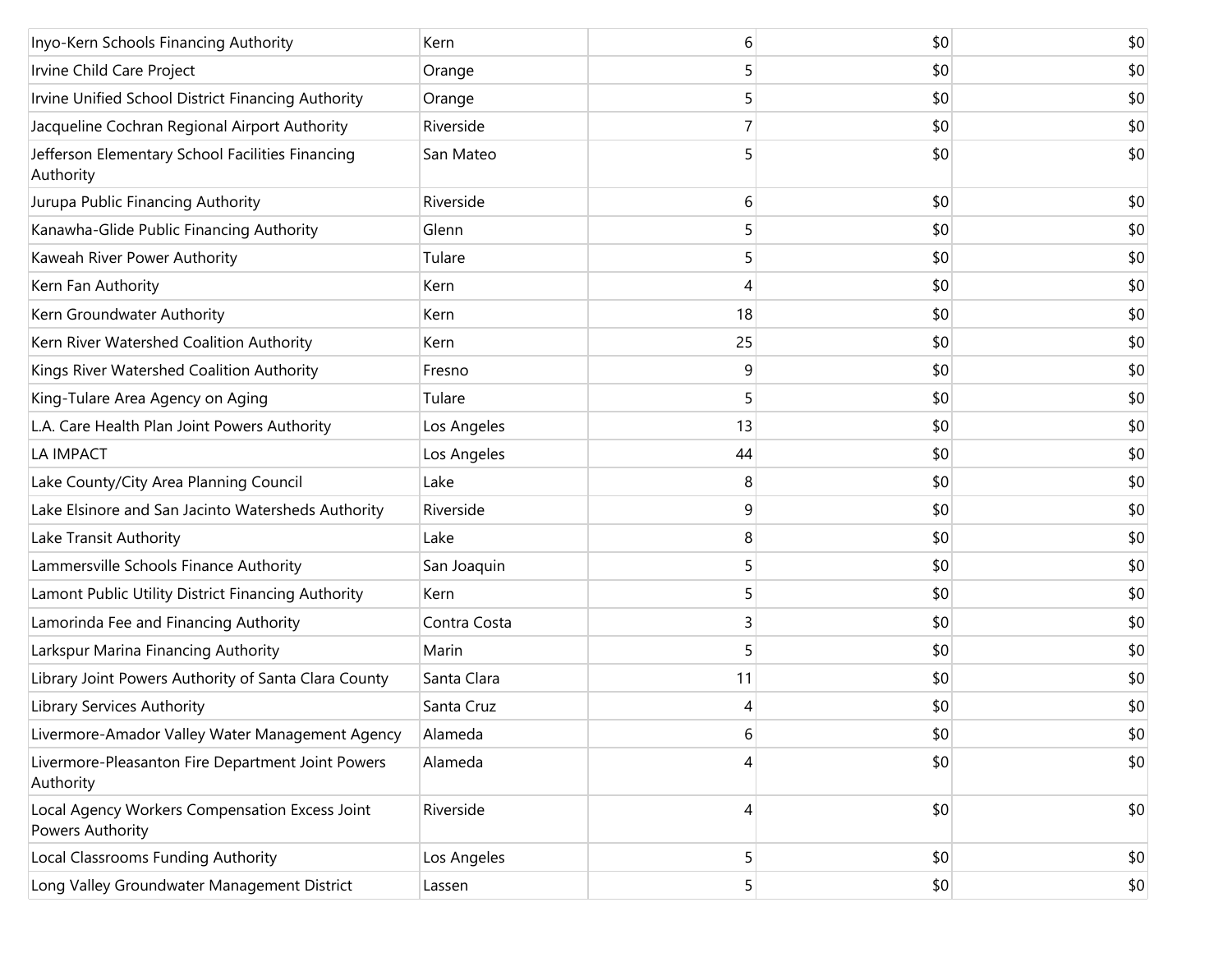| | | | | |
|---|---|---|---|---|
| Inyo-Kern Schools Financing Authority | Kern | 6 | $0 | $0 |
| Irvine Child Care Project | Orange | 5 | $0 | $0 |
| Irvine Unified School District Financing Authority | Orange | 5 | $0 | $0 |
| Jacqueline Cochran Regional Airport Authority | Riverside | 7 | $0 | $0 |
| Jefferson Elementary School Facilities Financing Authority | San Mateo | 5 | $0 | $0 |
| Jurupa Public Financing Authority | Riverside | 6 | $0 | $0 |
| Kanawha-Glide Public Financing Authority | Glenn | 5 | $0 | $0 |
| Kaweah River Power Authority | Tulare | 5 | $0 | $0 |
| Kern Fan Authority | Kern | 4 | $0 | $0 |
| Kern Groundwater Authority | Kern | 18 | $0 | $0 |
| Kern River Watershed Coalition Authority | Kern | 25 | $0 | $0 |
| Kings River Watershed Coalition Authority | Fresno | 9 | $0 | $0 |
| King-Tulare Area Agency on Aging | Tulare | 5 | $0 | $0 |
| L.A. Care Health Plan Joint Powers Authority | Los Angeles | 13 | $0 | $0 |
| LA IMPACT | Los Angeles | 44 | $0 | $0 |
| Lake County/City Area Planning Council | Lake | 8 | $0 | $0 |
| Lake Elsinore and San Jacinto Watersheds Authority | Riverside | 9 | $0 | $0 |
| Lake Transit Authority | Lake | 8 | $0 | $0 |
| Lammersville Schools Finance Authority | San Joaquin | 5 | $0 | $0 |
| Lamont Public Utility District Financing Authority | Kern | 5 | $0 | $0 |
| Lamorinda Fee and Financing Authority | Contra Costa | 3 | $0 | $0 |
| Larkspur Marina Financing Authority | Marin | 5 | $0 | $0 |
| Library Joint Powers Authority of Santa Clara County | Santa Clara | 11 | $0 | $0 |
| Library Services Authority | Santa Cruz | 4 | $0 | $0 |
| Livermore-Amador Valley Water Management Agency | Alameda | 6 | $0 | $0 |
| Livermore-Pleasanton Fire Department Joint Powers Authority | Alameda | 4 | $0 | $0 |
| Local Agency Workers Compensation Excess Joint Powers Authority | Riverside | 4 | $0 | $0 |
| Local Classrooms Funding Authority | Los Angeles | 5 | $0 | $0 |
| Long Valley Groundwater Management District | Lassen | 5 | $0 | $0 |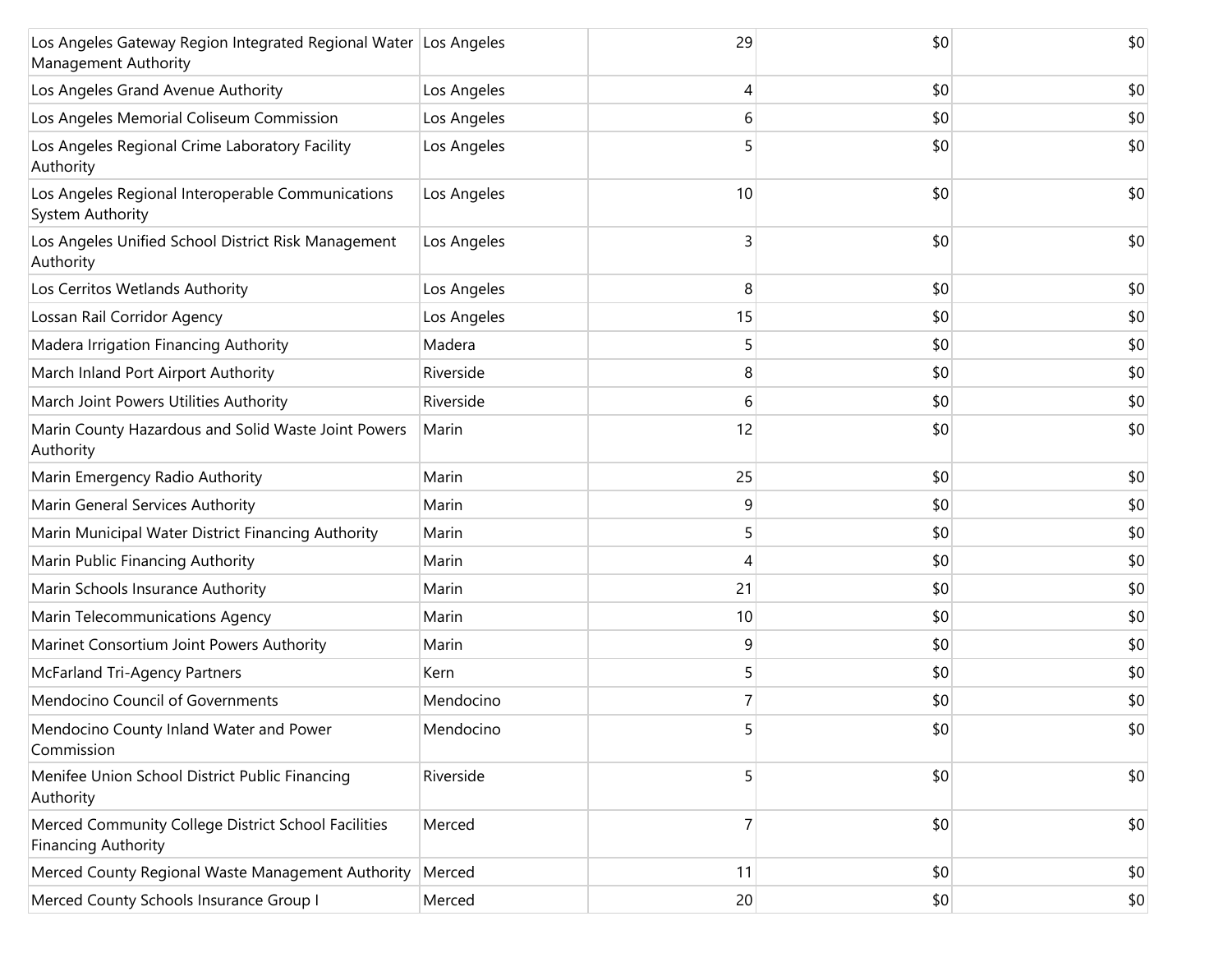| | | | | |
|---|---|---|---|---|
| Los Angeles Gateway Region Integrated Regional Water Management Authority | Los Angeles | 29 | $0 | $0 |
| Los Angeles Grand Avenue Authority | Los Angeles | 4 | $0 | $0 |
| Los Angeles Memorial Coliseum Commission | Los Angeles | 6 | $0 | $0 |
| Los Angeles Regional Crime Laboratory Facility Authority | Los Angeles | 5 | $0 | $0 |
| Los Angeles Regional Interoperable Communications System Authority | Los Angeles | 10 | $0 | $0 |
| Los Angeles Unified School District Risk Management Authority | Los Angeles | 3 | $0 | $0 |
| Los Cerritos Wetlands Authority | Los Angeles | 8 | $0 | $0 |
| Lossan Rail Corridor Agency | Los Angeles | 15 | $0 | $0 |
| Madera Irrigation Financing Authority | Madera | 5 | $0 | $0 |
| March Inland Port Airport Authority | Riverside | 8 | $0 | $0 |
| March Joint Powers Utilities Authority | Riverside | 6 | $0 | $0 |
| Marin County Hazardous and Solid Waste Joint Powers Authority | Marin | 12 | $0 | $0 |
| Marin Emergency Radio Authority | Marin | 25 | $0 | $0 |
| Marin General Services Authority | Marin | 9 | $0 | $0 |
| Marin Municipal Water District Financing Authority | Marin | 5 | $0 | $0 |
| Marin Public Financing Authority | Marin | 4 | $0 | $0 |
| Marin Schools Insurance Authority | Marin | 21 | $0 | $0 |
| Marin Telecommunications Agency | Marin | 10 | $0 | $0 |
| Marinet Consortium Joint Powers Authority | Marin | 9 | $0 | $0 |
| McFarland Tri-Agency Partners | Kern | 5 | $0 | $0 |
| Mendocino Council of Governments | Mendocino | 7 | $0 | $0 |
| Mendocino County Inland Water and Power Commission | Mendocino | 5 | $0 | $0 |
| Menifee Union School District Public Financing Authority | Riverside | 5 | $0 | $0 |
| Merced Community College District School Facilities Financing Authority | Merced | 7 | $0 | $0 |
| Merced County Regional Waste Management Authority | Merced | 11 | $0 | $0 |
| Merced County Schools Insurance Group I | Merced | 20 | $0 | $0 |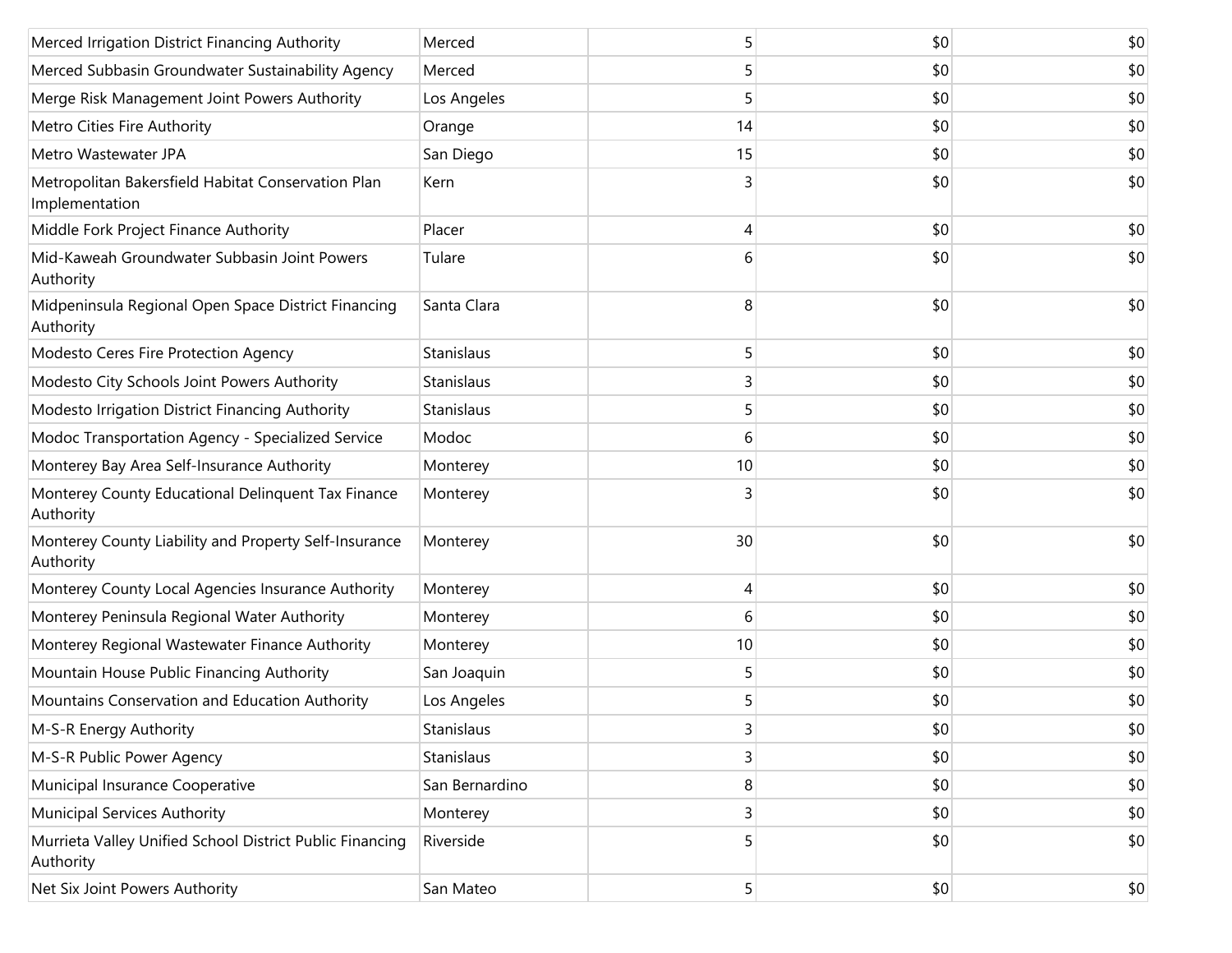| | | | | |
|---|---|---|---|---|
| Merced Irrigation District Financing Authority | Merced | 5 | $0 | $0 |
| Merced Subbasin Groundwater Sustainability Agency | Merced | 5 | $0 | $0 |
| Merge Risk Management Joint Powers Authority | Los Angeles | 5 | $0 | $0 |
| Metro Cities Fire Authority | Orange | 14 | $0 | $0 |
| Metro Wastewater JPA | San Diego | 15 | $0 | $0 |
| Metropolitan Bakersfield Habitat Conservation Plan Implementation | Kern | 3 | $0 | $0 |
| Middle Fork Project Finance Authority | Placer | 4 | $0 | $0 |
| Mid-Kaweah Groundwater Subbasin Joint Powers Authority | Tulare | 6 | $0 | $0 |
| Midpeninsula Regional Open Space District Financing Authority | Santa Clara | 8 | $0 | $0 |
| Modesto Ceres Fire Protection Agency | Stanislaus | 5 | $0 | $0 |
| Modesto City Schools Joint Powers Authority | Stanislaus | 3 | $0 | $0 |
| Modesto Irrigation District Financing Authority | Stanislaus | 5 | $0 | $0 |
| Modoc Transportation Agency - Specialized Service | Modoc | 6 | $0 | $0 |
| Monterey Bay Area Self-Insurance Authority | Monterey | 10 | $0 | $0 |
| Monterey County Educational Delinquent Tax Finance Authority | Monterey | 3 | $0 | $0 |
| Monterey County Liability and Property Self-Insurance Authority | Monterey | 30 | $0 | $0 |
| Monterey County Local Agencies Insurance Authority | Monterey | 4 | $0 | $0 |
| Monterey Peninsula Regional Water Authority | Monterey | 6 | $0 | $0 |
| Monterey Regional Wastewater Finance Authority | Monterey | 10 | $0 | $0 |
| Mountain House Public Financing Authority | San Joaquin | 5 | $0 | $0 |
| Mountains Conservation and Education Authority | Los Angeles | 5 | $0 | $0 |
| M-S-R Energy Authority | Stanislaus | 3 | $0 | $0 |
| M-S-R Public Power Agency | Stanislaus | 3 | $0 | $0 |
| Municipal Insurance Cooperative | San Bernardino | 8 | $0 | $0 |
| Municipal Services Authority | Monterey | 3 | $0 | $0 |
| Murrieta Valley Unified School District Public Financing Authority | Riverside | 5 | $0 | $0 |
| Net Six Joint Powers Authority | San Mateo | 5 | $0 | $0 |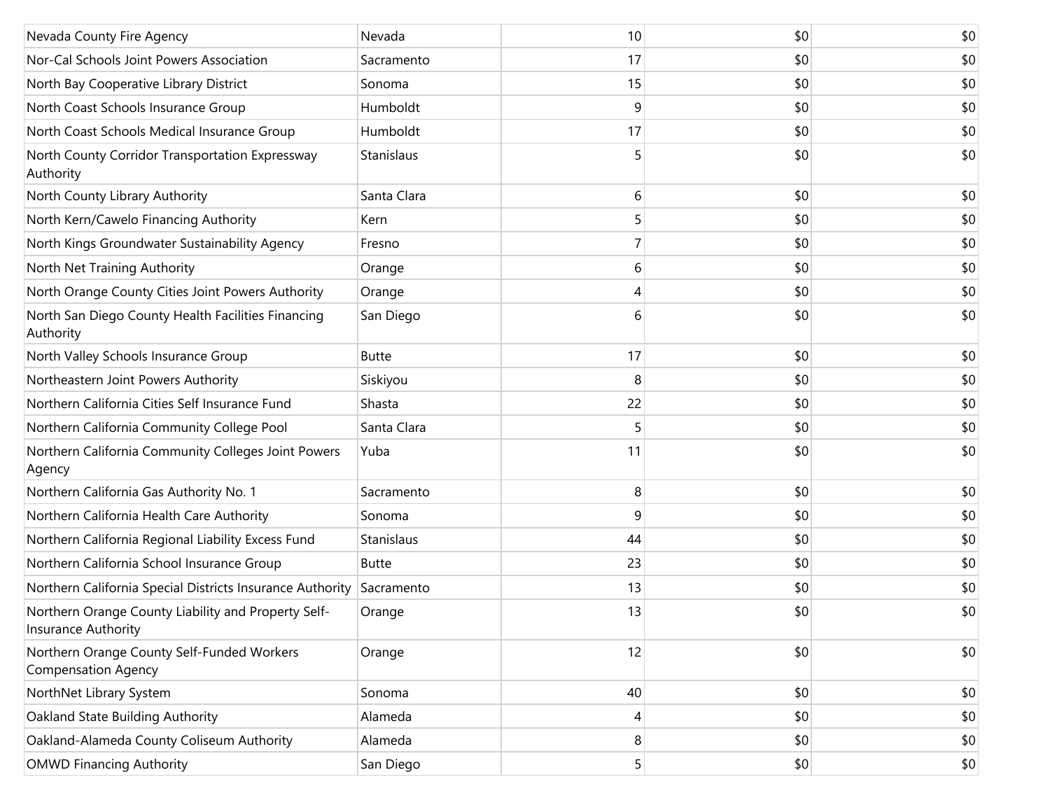| | | | | |
|---|---|---|---|---|
| Nevada County Fire Agency | Nevada | 10 | $0 | $0 |
| Nor-Cal Schools Joint Powers Association | Sacramento | 17 | $0 | $0 |
| North Bay Cooperative Library District | Sonoma | 15 | $0 | $0 |
| North Coast Schools Insurance Group | Humboldt | 9 | $0 | $0 |
| North Coast Schools Medical Insurance Group | Humboldt | 17 | $0 | $0 |
| North County Corridor Transportation Expressway Authority | Stanislaus | 5 | $0 | $0 |
| North County Library Authority | Santa Clara | 6 | $0 | $0 |
| North Kern/Cawelo Financing Authority | Kern | 5 | $0 | $0 |
| North Kings Groundwater Sustainability Agency | Fresno | 7 | $0 | $0 |
| North Net Training Authority | Orange | 6 | $0 | $0 |
| North Orange County Cities Joint Powers Authority | Orange | 4 | $0 | $0 |
| North San Diego County Health Facilities Financing Authority | San Diego | 6 | $0 | $0 |
| North Valley Schools Insurance Group | Butte | 17 | $0 | $0 |
| Northeastern Joint Powers Authority | Siskiyou | 8 | $0 | $0 |
| Northern California Cities Self Insurance Fund | Shasta | 22 | $0 | $0 |
| Northern California Community College Pool | Santa Clara | 5 | $0 | $0 |
| Northern California Community Colleges Joint Powers Agency | Yuba | 11 | $0 | $0 |
| Northern California Gas Authority No. 1 | Sacramento | 8 | $0 | $0 |
| Northern California Health Care Authority | Sonoma | 9 | $0 | $0 |
| Northern California Regional Liability Excess Fund | Stanislaus | 44 | $0 | $0 |
| Northern California School Insurance Group | Butte | 23 | $0 | $0 |
| Northern California Special Districts Insurance Authority | Sacramento | 13 | $0 | $0 |
| Northern Orange County Liability and Property Self-Insurance Authority | Orange | 13 | $0 | $0 |
| Northern Orange County Self-Funded Workers Compensation Agency | Orange | 12 | $0 | $0 |
| NorthNet Library System | Sonoma | 40 | $0 | $0 |
| Oakland State Building Authority | Alameda | 4 | $0 | $0 |
| Oakland-Alameda County Coliseum Authority | Alameda | 8 | $0 | $0 |
| OMWD Financing Authority | San Diego | 5 | $0 | $0 |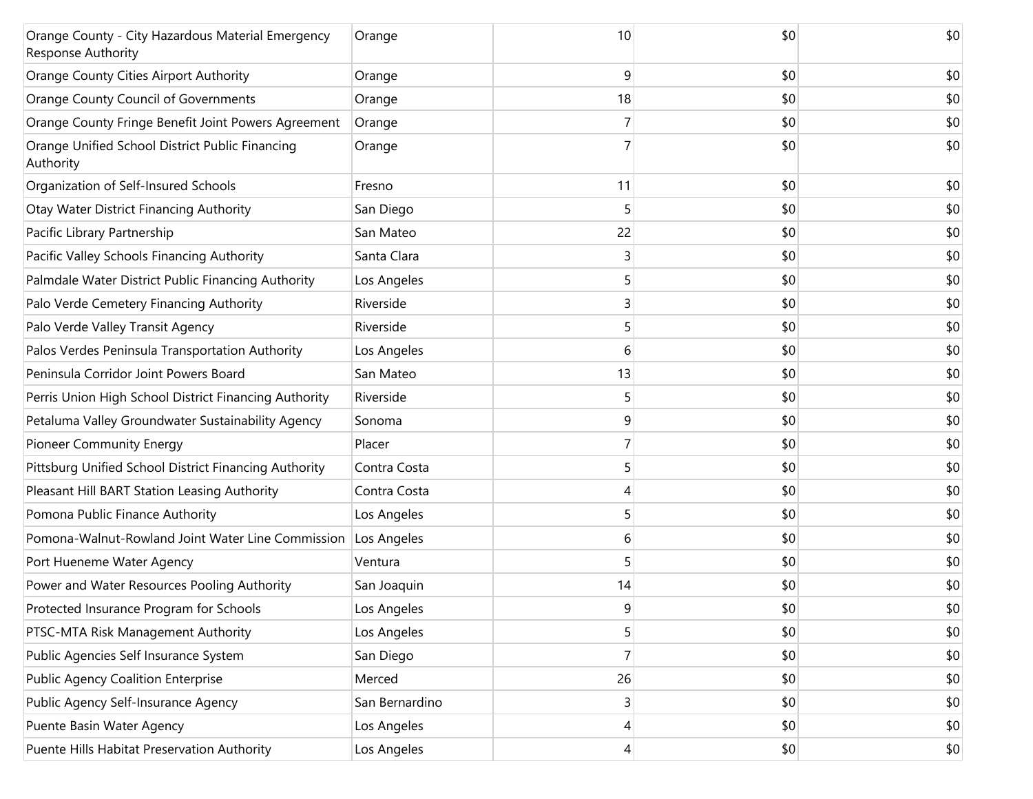| | | | | |
|---|---|---|---|---|
| Orange County - City Hazardous Material Emergency Response Authority | Orange | 10 | $0 | $0 |
| Orange County Cities Airport Authority | Orange | 9 | $0 | $0 |
| Orange County Council of Governments | Orange | 18 | $0 | $0 |
| Orange County Fringe Benefit Joint Powers Agreement | Orange | 7 | $0 | $0 |
| Orange Unified School District Public Financing Authority | Orange | 7 | $0 | $0 |
| Organization of Self-Insured Schools | Fresno | 11 | $0 | $0 |
| Otay Water District Financing Authority | San Diego | 5 | $0 | $0 |
| Pacific Library Partnership | San Mateo | 22 | $0 | $0 |
| Pacific Valley Schools Financing Authority | Santa Clara | 3 | $0 | $0 |
| Palmdale Water District Public Financing Authority | Los Angeles | 5 | $0 | $0 |
| Palo Verde Cemetery Financing Authority | Riverside | 3 | $0 | $0 |
| Palo Verde Valley Transit Agency | Riverside | 5 | $0 | $0 |
| Palos Verdes Peninsula Transportation Authority | Los Angeles | 6 | $0 | $0 |
| Peninsula Corridor Joint Powers Board | San Mateo | 13 | $0 | $0 |
| Perris Union High School District Financing Authority | Riverside | 5 | $0 | $0 |
| Petaluma Valley Groundwater Sustainability Agency | Sonoma | 9 | $0 | $0 |
| Pioneer Community Energy | Placer | 7 | $0 | $0 |
| Pittsburg Unified School District Financing Authority | Contra Costa | 5 | $0 | $0 |
| Pleasant Hill BART Station Leasing Authority | Contra Costa | 4 | $0 | $0 |
| Pomona Public Finance Authority | Los Angeles | 5 | $0 | $0 |
| Pomona-Walnut-Rowland Joint Water Line Commission | Los Angeles | 6 | $0 | $0 |
| Port Hueneme Water Agency | Ventura | 5 | $0 | $0 |
| Power and Water Resources Pooling Authority | San Joaquin | 14 | $0 | $0 |
| Protected Insurance Program for Schools | Los Angeles | 9 | $0 | $0 |
| PTSC-MTA Risk Management Authority | Los Angeles | 5 | $0 | $0 |
| Public Agencies Self Insurance System | San Diego | 7 | $0 | $0 |
| Public Agency Coalition Enterprise | Merced | 26 | $0 | $0 |
| Public Agency Self-Insurance Agency | San Bernardino | 3 | $0 | $0 |
| Puente Basin Water Agency | Los Angeles | 4 | $0 | $0 |
| Puente Hills Habitat Preservation Authority | Los Angeles | 4 | $0 | $0 |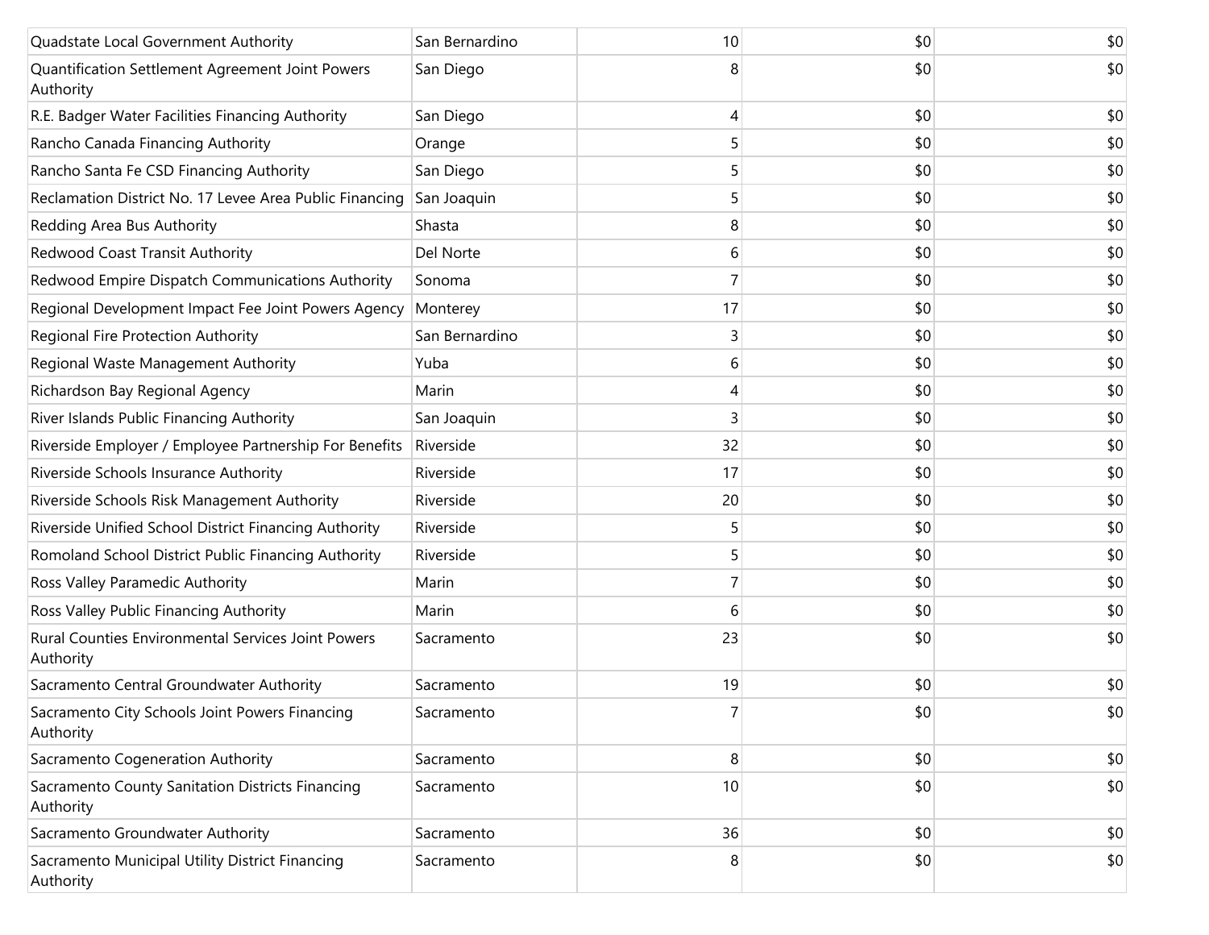| | | | | |
|---|---|---|---|---|
| Quadstate Local Government Authority | San Bernardino | 10 | $0 | $0 |
| Quantification Settlement Agreement Joint Powers Authority | San Diego | 8 | $0 | $0 |
| R.E. Badger Water Facilities Financing Authority | San Diego | 4 | $0 | $0 |
| Rancho Canada Financing Authority | Orange | 5 | $0 | $0 |
| Rancho Santa Fe CSD Financing Authority | San Diego | 5 | $0 | $0 |
| Reclamation District No. 17 Levee Area Public Financing | San Joaquin | 5 | $0 | $0 |
| Redding Area Bus Authority | Shasta | 8 | $0 | $0 |
| Redwood Coast Transit Authority | Del Norte | 6 | $0 | $0 |
| Redwood Empire Dispatch Communications Authority | Sonoma | 7 | $0 | $0 |
| Regional Development Impact Fee Joint Powers Agency | Monterey | 17 | $0 | $0 |
| Regional Fire Protection Authority | San Bernardino | 3 | $0 | $0 |
| Regional Waste Management Authority | Yuba | 6 | $0 | $0 |
| Richardson Bay Regional Agency | Marin | 4 | $0 | $0 |
| River Islands Public Financing Authority | San Joaquin | 3 | $0 | $0 |
| Riverside Employer / Employee Partnership For Benefits | Riverside | 32 | $0 | $0 |
| Riverside Schools Insurance Authority | Riverside | 17 | $0 | $0 |
| Riverside Schools Risk Management Authority | Riverside | 20 | $0 | $0 |
| Riverside Unified School District Financing Authority | Riverside | 5 | $0 | $0 |
| Romoland School District Public Financing Authority | Riverside | 5 | $0 | $0 |
| Ross Valley Paramedic Authority | Marin | 7 | $0 | $0 |
| Ross Valley Public Financing Authority | Marin | 6 | $0 | $0 |
| Rural Counties Environmental Services Joint Powers Authority | Sacramento | 23 | $0 | $0 |
| Sacramento Central Groundwater Authority | Sacramento | 19 | $0 | $0 |
| Sacramento City Schools Joint Powers Financing Authority | Sacramento | 7 | $0 | $0 |
| Sacramento Cogeneration Authority | Sacramento | 8 | $0 | $0 |
| Sacramento County Sanitation Districts Financing Authority | Sacramento | 10 | $0 | $0 |
| Sacramento Groundwater Authority | Sacramento | 36 | $0 | $0 |
| Sacramento Municipal Utility District Financing Authority | Sacramento | 8 | $0 | $0 |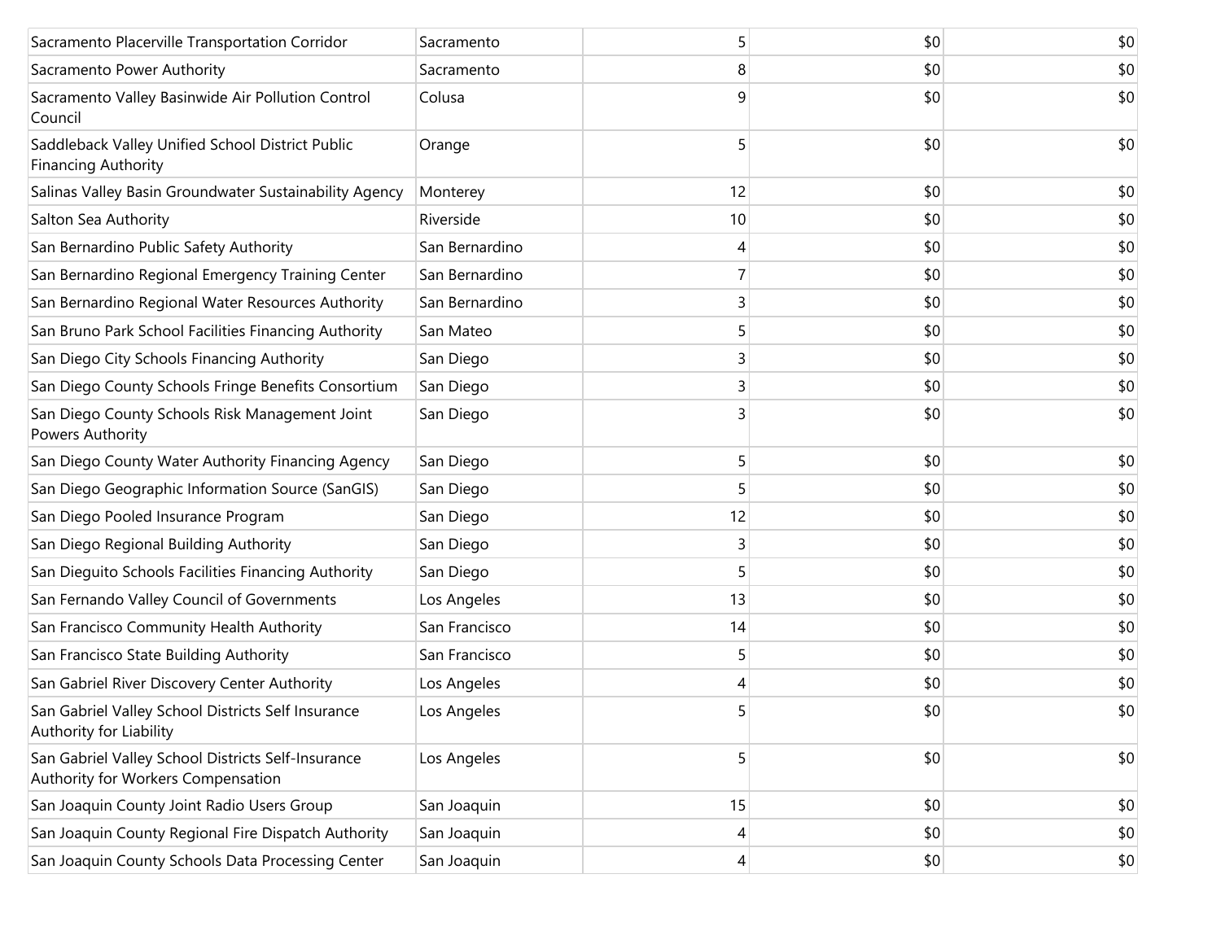| | | | | |
|---|---|---|---|---|
| Sacramento Placerville Transportation Corridor | Sacramento | 5 | $0 | $0 |
| Sacramento Power Authority | Sacramento | 8 | $0 | $0 |
| Sacramento Valley Basinwide Air Pollution Control Council | Colusa | 9 | $0 | $0 |
| Saddleback Valley Unified School District Public Financing Authority | Orange | 5 | $0 | $0 |
| Salinas Valley Basin Groundwater Sustainability Agency | Monterey | 12 | $0 | $0 |
| Salton Sea Authority | Riverside | 10 | $0 | $0 |
| San Bernardino Public Safety Authority | San Bernardino | 4 | $0 | $0 |
| San Bernardino Regional Emergency Training Center | San Bernardino | 7 | $0 | $0 |
| San Bernardino Regional Water Resources Authority | San Bernardino | 3 | $0 | $0 |
| San Bruno Park School Facilities Financing Authority | San Mateo | 5 | $0 | $0 |
| San Diego City Schools Financing Authority | San Diego | 3 | $0 | $0 |
| San Diego County Schools Fringe Benefits Consortium | San Diego | 3 | $0 | $0 |
| San Diego County Schools Risk Management Joint Powers Authority | San Diego | 3 | $0 | $0 |
| San Diego County Water Authority Financing Agency | San Diego | 5 | $0 | $0 |
| San Diego Geographic Information Source (SanGIS) | San Diego | 5 | $0 | $0 |
| San Diego Pooled Insurance Program | San Diego | 12 | $0 | $0 |
| San Diego Regional Building Authority | San Diego | 3 | $0 | $0 |
| San Dieguito Schools Facilities Financing Authority | San Diego | 5 | $0 | $0 |
| San Fernando Valley Council of Governments | Los Angeles | 13 | $0 | $0 |
| San Francisco Community Health Authority | San Francisco | 14 | $0 | $0 |
| San Francisco State Building Authority | San Francisco | 5 | $0 | $0 |
| San Gabriel River Discovery Center Authority | Los Angeles | 4 | $0 | $0 |
| San Gabriel Valley School Districts Self Insurance Authority for Liability | Los Angeles | 5 | $0 | $0 |
| San Gabriel Valley School Districts Self-Insurance Authority for Workers Compensation | Los Angeles | 5 | $0 | $0 |
| San Joaquin County Joint Radio Users Group | San Joaquin | 15 | $0 | $0 |
| San Joaquin County Regional Fire Dispatch Authority | San Joaquin | 4 | $0 | $0 |
| San Joaquin County Schools Data Processing Center | San Joaquin | 4 | $0 | $0 |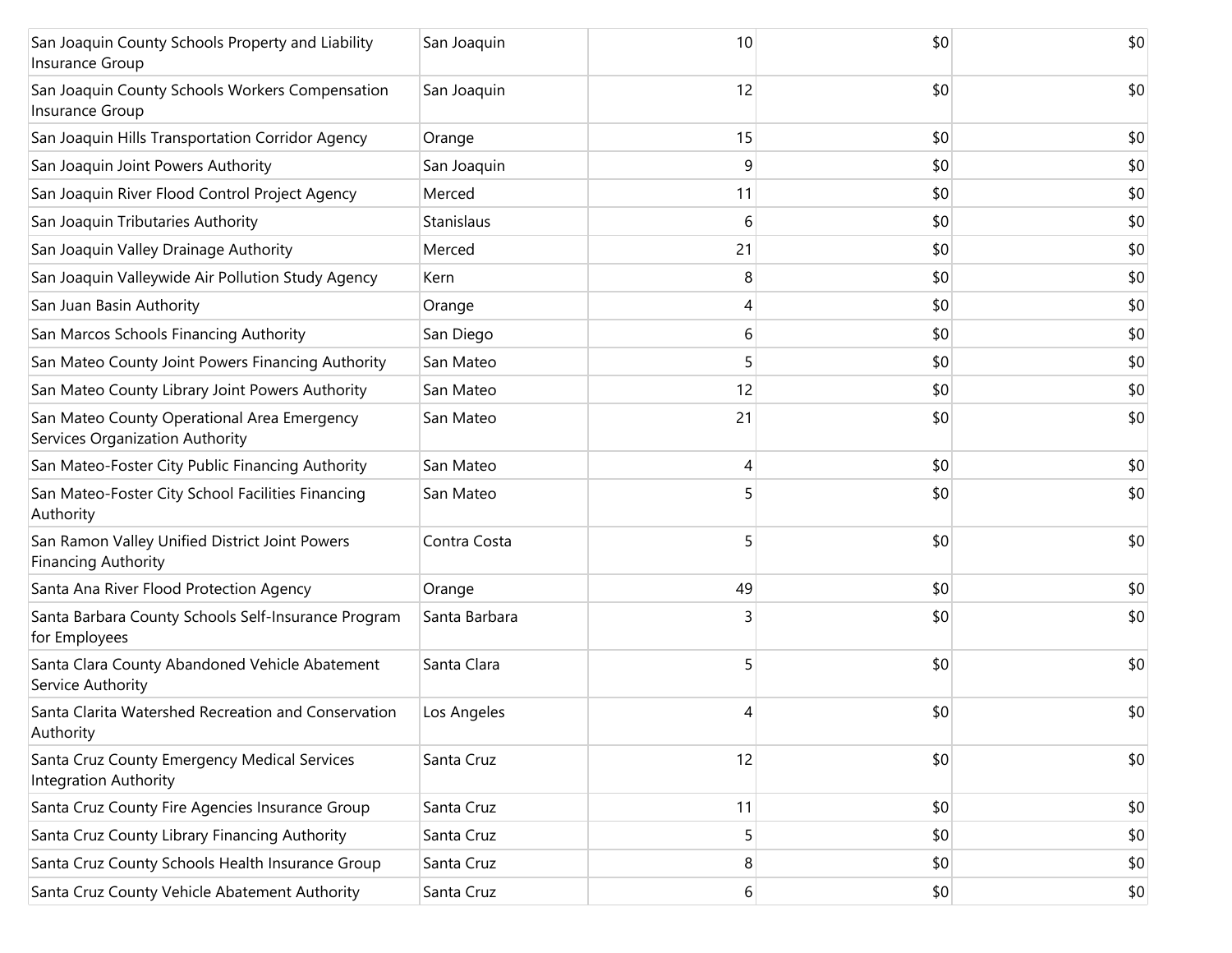| | | | | |
|---|---|---|---|---|
| San Joaquin County Schools Property and Liability Insurance Group | San Joaquin | 10 | $0 | $0 |
| San Joaquin County Schools Workers Compensation Insurance Group | San Joaquin | 12 | $0 | $0 |
| San Joaquin Hills Transportation Corridor Agency | Orange | 15 | $0 | $0 |
| San Joaquin Joint Powers Authority | San Joaquin | 9 | $0 | $0 |
| San Joaquin River Flood Control Project Agency | Merced | 11 | $0 | $0 |
| San Joaquin Tributaries Authority | Stanislaus | 6 | $0 | $0 |
| San Joaquin Valley Drainage Authority | Merced | 21 | $0 | $0 |
| San Joaquin Valleywide Air Pollution Study Agency | Kern | 8 | $0 | $0 |
| San Juan Basin Authority | Orange | 4 | $0 | $0 |
| San Marcos Schools Financing Authority | San Diego | 6 | $0 | $0 |
| San Mateo County Joint Powers Financing Authority | San Mateo | 5 | $0 | $0 |
| San Mateo County Library Joint Powers Authority | San Mateo | 12 | $0 | $0 |
| San Mateo County Operational Area Emergency Services Organization Authority | San Mateo | 21 | $0 | $0 |
| San Mateo-Foster City Public Financing Authority | San Mateo | 4 | $0 | $0 |
| San Mateo-Foster City School Facilities Financing Authority | San Mateo | 5 | $0 | $0 |
| San Ramon Valley Unified District Joint Powers Financing Authority | Contra Costa | 5 | $0 | $0 |
| Santa Ana River Flood Protection Agency | Orange | 49 | $0 | $0 |
| Santa Barbara County Schools Self-Insurance Program for Employees | Santa Barbara | 3 | $0 | $0 |
| Santa Clara County Abandoned Vehicle Abatement Service Authority | Santa Clara | 5 | $0 | $0 |
| Santa Clarita Watershed Recreation and Conservation Authority | Los Angeles | 4 | $0 | $0 |
| Santa Cruz County Emergency Medical Services Integration Authority | Santa Cruz | 12 | $0 | $0 |
| Santa Cruz County Fire Agencies Insurance Group | Santa Cruz | 11 | $0 | $0 |
| Santa Cruz County Library Financing Authority | Santa Cruz | 5 | $0 | $0 |
| Santa Cruz County Schools Health Insurance Group | Santa Cruz | 8 | $0 | $0 |
| Santa Cruz County Vehicle Abatement Authority | Santa Cruz | 6 | $0 | $0 |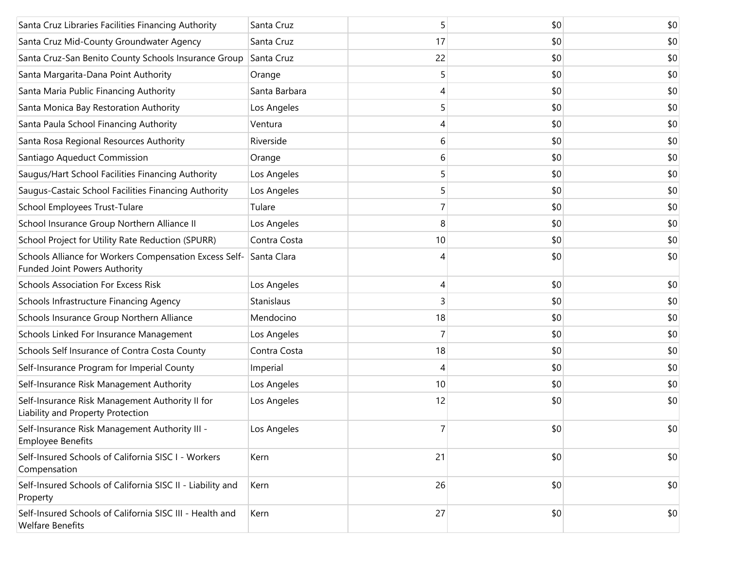| | | | | |
|---|---|---|---|---|
| Santa Cruz Libraries Facilities Financing Authority | Santa Cruz | 5 | $0 | $0 |
| Santa Cruz Mid-County Groundwater Agency | Santa Cruz | 17 | $0 | $0 |
| Santa Cruz-San Benito County Schools Insurance Group | Santa Cruz | 22 | $0 | $0 |
| Santa Margarita-Dana Point Authority | Orange | 5 | $0 | $0 |
| Santa Maria Public Financing Authority | Santa Barbara | 4 | $0 | $0 |
| Santa Monica Bay Restoration Authority | Los Angeles | 5 | $0 | $0 |
| Santa Paula School Financing Authority | Ventura | 4 | $0 | $0 |
| Santa Rosa Regional Resources Authority | Riverside | 6 | $0 | $0 |
| Santiago Aqueduct Commission | Orange | 6 | $0 | $0 |
| Saugus/Hart School Facilities Financing Authority | Los Angeles | 5 | $0 | $0 |
| Saugus-Castaic School Facilities Financing Authority | Los Angeles | 5 | $0 | $0 |
| School Employees Trust-Tulare | Tulare | 7 | $0 | $0 |
| School Insurance Group Northern Alliance II | Los Angeles | 8 | $0 | $0 |
| School Project for Utility Rate Reduction (SPURR) | Contra Costa | 10 | $0 | $0 |
| Schools Alliance for Workers Compensation Excess Self-Funded Joint Powers Authority | Santa Clara | 4 | $0 | $0 |
| Schools Association For Excess Risk | Los Angeles | 4 | $0 | $0 |
| Schools Infrastructure Financing Agency | Stanislaus | 3 | $0 | $0 |
| Schools Insurance Group Northern Alliance | Mendocino | 18 | $0 | $0 |
| Schools Linked For Insurance Management | Los Angeles | 7 | $0 | $0 |
| Schools Self Insurance of Contra Costa County | Contra Costa | 18 | $0 | $0 |
| Self-Insurance Program for Imperial County | Imperial | 4 | $0 | $0 |
| Self-Insurance Risk Management Authority | Los Angeles | 10 | $0 | $0 |
| Self-Insurance Risk Management Authority II for Liability and Property Protection | Los Angeles | 12 | $0 | $0 |
| Self-Insurance Risk Management Authority III - Employee Benefits | Los Angeles | 7 | $0 | $0 |
| Self-Insured Schools of California SISC I - Workers Compensation | Kern | 21 | $0 | $0 |
| Self-Insured Schools of California SISC II - Liability and Property | Kern | 26 | $0 | $0 |
| Self-Insured Schools of California SISC III - Health and Welfare Benefits | Kern | 27 | $0 | $0 |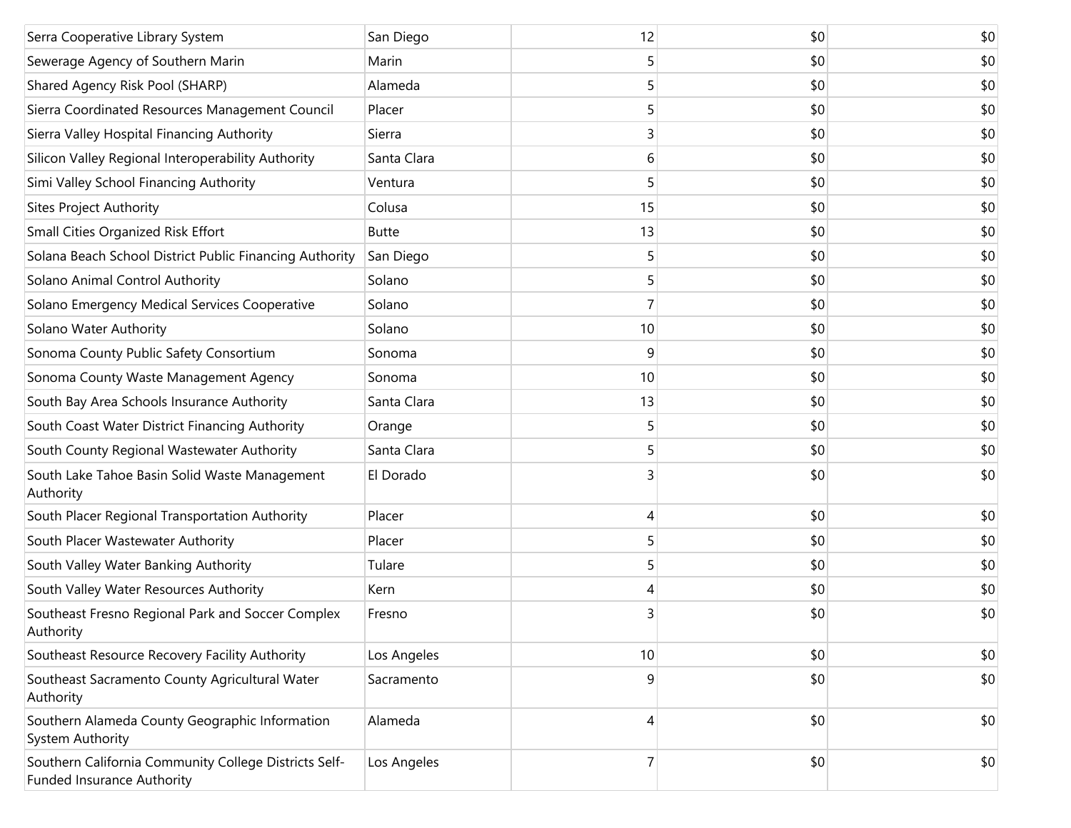| | | | | |
|---|---|---|---|---|
| Serra Cooperative Library System | San Diego | 12 | $0 | $0 |
| Sewerage Agency of Southern Marin | Marin | 5 | $0 | $0 |
| Shared Agency Risk Pool (SHARP) | Alameda | 5 | $0 | $0 |
| Sierra Coordinated Resources Management Council | Placer | 5 | $0 | $0 |
| Sierra Valley Hospital Financing Authority | Sierra | 3 | $0 | $0 |
| Silicon Valley Regional Interoperability Authority | Santa Clara | 6 | $0 | $0 |
| Simi Valley School Financing Authority | Ventura | 5 | $0 | $0 |
| Sites Project Authority | Colusa | 15 | $0 | $0 |
| Small Cities Organized Risk Effort | Butte | 13 | $0 | $0 |
| Solana Beach School District Public Financing Authority | San Diego | 5 | $0 | $0 |
| Solano Animal Control Authority | Solano | 5 | $0 | $0 |
| Solano Emergency Medical Services Cooperative | Solano | 7 | $0 | $0 |
| Solano Water Authority | Solano | 10 | $0 | $0 |
| Sonoma County Public Safety Consortium | Sonoma | 9 | $0 | $0 |
| Sonoma County Waste Management Agency | Sonoma | 10 | $0 | $0 |
| South Bay Area Schools Insurance Authority | Santa Clara | 13 | $0 | $0 |
| South Coast Water District Financing Authority | Orange | 5 | $0 | $0 |
| South County Regional Wastewater Authority | Santa Clara | 5 | $0 | $0 |
| South Lake Tahoe Basin Solid Waste Management Authority | El Dorado | 3 | $0 | $0 |
| South Placer Regional Transportation Authority | Placer | 4 | $0 | $0 |
| South Placer Wastewater Authority | Placer | 5 | $0 | $0 |
| South Valley Water Banking Authority | Tulare | 5 | $0 | $0 |
| South Valley Water Resources Authority | Kern | 4 | $0 | $0 |
| Southeast Fresno Regional Park and Soccer Complex Authority | Fresno | 3 | $0 | $0 |
| Southeast Resource Recovery Facility Authority | Los Angeles | 10 | $0 | $0 |
| Southeast Sacramento County Agricultural Water Authority | Sacramento | 9 | $0 | $0 |
| Southern Alameda County Geographic Information System Authority | Alameda | 4 | $0 | $0 |
| Southern California Community College Districts Self-Funded Insurance Authority | Los Angeles | 7 | $0 | $0 |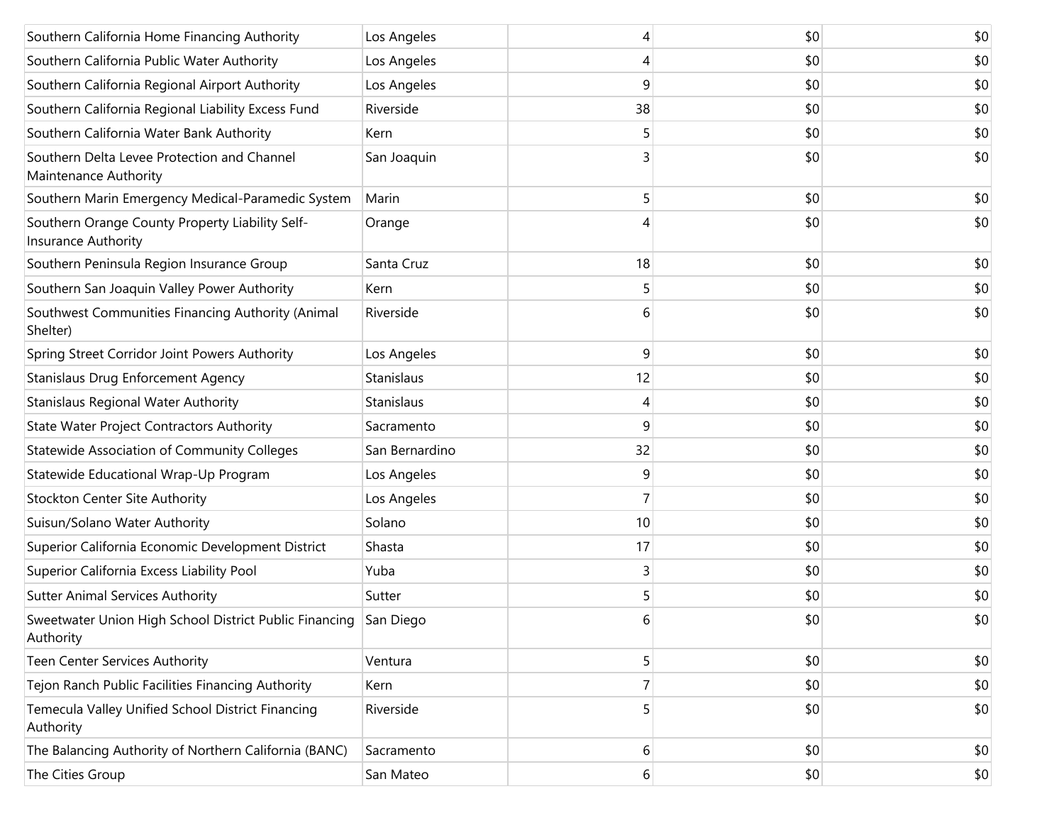| | | | | |
|---|---|---|---|---|
| Southern California Home Financing Authority | Los Angeles | 4 | $0 | $0 |
| Southern California Public Water Authority | Los Angeles | 4 | $0 | $0 |
| Southern California Regional Airport Authority | Los Angeles | 9 | $0 | $0 |
| Southern California Regional Liability Excess Fund | Riverside | 38 | $0 | $0 |
| Southern California Water Bank Authority | Kern | 5 | $0 | $0 |
| Southern Delta Levee Protection and Channel Maintenance Authority | San Joaquin | 3 | $0 | $0 |
| Southern Marin Emergency Medical-Paramedic System | Marin | 5 | $0 | $0 |
| Southern Orange County Property Liability Self-Insurance Authority | Orange | 4 | $0 | $0 |
| Southern Peninsula Region Insurance Group | Santa Cruz | 18 | $0 | $0 |
| Southern San Joaquin Valley Power Authority | Kern | 5 | $0 | $0 |
| Southwest Communities Financing Authority (Animal Shelter) | Riverside | 6 | $0 | $0 |
| Spring Street Corridor Joint Powers Authority | Los Angeles | 9 | $0 | $0 |
| Stanislaus Drug Enforcement Agency | Stanislaus | 12 | $0 | $0 |
| Stanislaus Regional Water Authority | Stanislaus | 4 | $0 | $0 |
| State Water Project Contractors Authority | Sacramento | 9 | $0 | $0 |
| Statewide Association of Community Colleges | San Bernardino | 32 | $0 | $0 |
| Statewide Educational Wrap-Up Program | Los Angeles | 9 | $0 | $0 |
| Stockton Center Site Authority | Los Angeles | 7 | $0 | $0 |
| Suisun/Solano Water Authority | Solano | 10 | $0 | $0 |
| Superior California Economic Development District | Shasta | 17 | $0 | $0 |
| Superior California Excess Liability Pool | Yuba | 3 | $0 | $0 |
| Sutter Animal Services Authority | Sutter | 5 | $0 | $0 |
| Sweetwater Union High School District Public Financing Authority | San Diego | 6 | $0 | $0 |
| Teen Center Services Authority | Ventura | 5 | $0 | $0 |
| Tejon Ranch Public Facilities Financing Authority | Kern | 7 | $0 | $0 |
| Temecula Valley Unified School District Financing Authority | Riverside | 5 | $0 | $0 |
| The Balancing Authority of Northern California (BANC) | Sacramento | 6 | $0 | $0 |
| The Cities Group | San Mateo | 6 | $0 | $0 |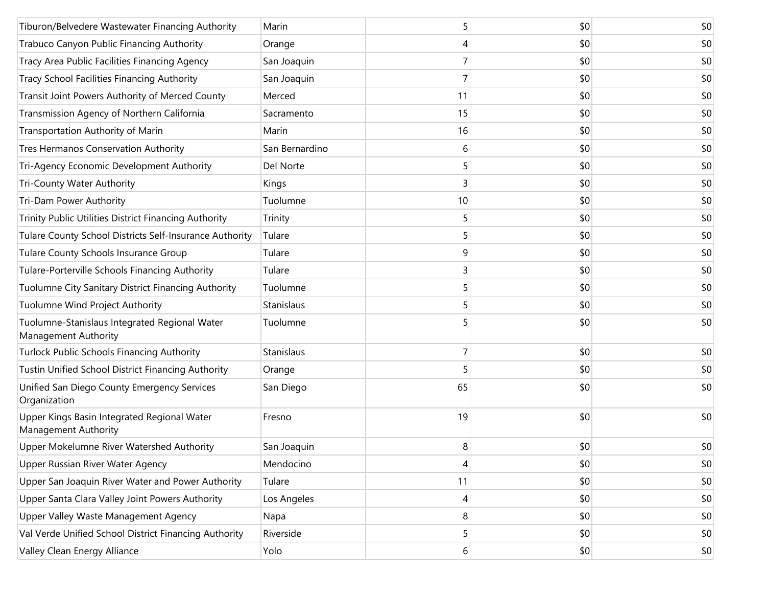| | | | | |
|---|---|---|---|---|
| Tiburon/Belvedere Wastewater Financing Authority | Marin | 5 | $0 | $0 |
| Trabuco Canyon Public Financing Authority | Orange | 4 | $0 | $0 |
| Tracy Area Public Facilities Financing Agency | San Joaquin | 7 | $0 | $0 |
| Tracy School Facilities Financing Authority | San Joaquin | 7 | $0 | $0 |
| Transit Joint Powers Authority of Merced County | Merced | 11 | $0 | $0 |
| Transmission Agency of Northern California | Sacramento | 15 | $0 | $0 |
| Transportation Authority of Marin | Marin | 16 | $0 | $0 |
| Tres Hermanos Conservation Authority | San Bernardino | 6 | $0 | $0 |
| Tri-Agency Economic Development Authority | Del Norte | 5 | $0 | $0 |
| Tri-County Water Authority | Kings | 3 | $0 | $0 |
| Tri-Dam Power Authority | Tuolumne | 10 | $0 | $0 |
| Trinity Public Utilities District Financing Authority | Trinity | 5 | $0 | $0 |
| Tulare County School Districts Self-Insurance Authority | Tulare | 5 | $0 | $0 |
| Tulare County Schools Insurance Group | Tulare | 9 | $0 | $0 |
| Tulare-Porterville Schools Financing Authority | Tulare | 3 | $0 | $0 |
| Tuolumne City Sanitary District Financing Authority | Tuolumne | 5 | $0 | $0 |
| Tuolumne Wind Project Authority | Stanislaus | 5 | $0 | $0 |
| Tuolumne-Stanislaus Integrated Regional Water Management Authority | Tuolumne | 5 | $0 | $0 |
| Turlock Public Schools Financing Authority | Stanislaus | 7 | $0 | $0 |
| Tustin Unified School District Financing Authority | Orange | 5 | $0 | $0 |
| Unified San Diego County Emergency Services Organization | San Diego | 65 | $0 | $0 |
| Upper Kings Basin Integrated Regional Water Management Authority | Fresno | 19 | $0 | $0 |
| Upper Mokelumne River Watershed Authority | San Joaquin | 8 | $0 | $0 |
| Upper Russian River Water Agency | Mendocino | 4 | $0 | $0 |
| Upper San Joaquin River Water and Power Authority | Tulare | 11 | $0 | $0 |
| Upper Santa Clara Valley Joint Powers Authority | Los Angeles | 4 | $0 | $0 |
| Upper Valley Waste Management Agency | Napa | 8 | $0 | $0 |
| Val Verde Unified School District Financing Authority | Riverside | 5 | $0 | $0 |
| Valley Clean Energy Alliance | Yolo | 6 | $0 | $0 |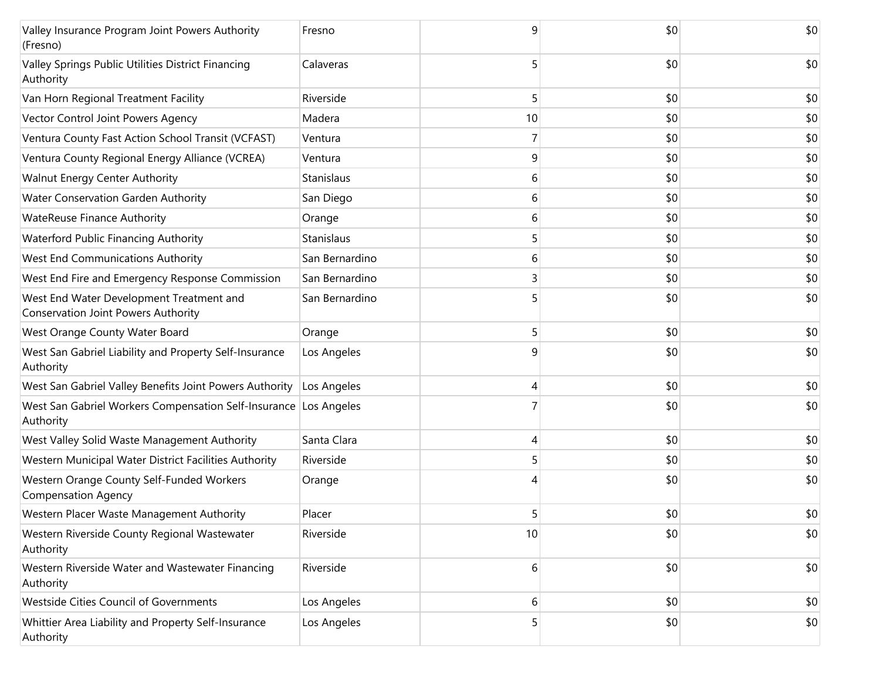| | | | | |
|---|---|---|---|---|
| Valley Insurance Program Joint Powers Authority (Fresno) | Fresno | 9 | $0 | $0 |
| Valley Springs Public Utilities District Financing Authority | Calaveras | 5 | $0 | $0 |
| Van Horn Regional Treatment Facility | Riverside | 5 | $0 | $0 |
| Vector Control Joint Powers Agency | Madera | 10 | $0 | $0 |
| Ventura County Fast Action School Transit (VCFAST) | Ventura | 7 | $0 | $0 |
| Ventura County Regional Energy Alliance (VCREA) | Ventura | 9 | $0 | $0 |
| Walnut Energy Center Authority | Stanislaus | 6 | $0 | $0 |
| Water Conservation Garden Authority | San Diego | 6 | $0 | $0 |
| WateReuse Finance Authority | Orange | 6 | $0 | $0 |
| Waterford Public Financing Authority | Stanislaus | 5 | $0 | $0 |
| West End Communications Authority | San Bernardino | 6 | $0 | $0 |
| West End Fire and Emergency Response Commission | San Bernardino | 3 | $0 | $0 |
| West End Water Development Treatment and Conservation Joint Powers Authority | San Bernardino | 5 | $0 | $0 |
| West Orange County Water Board | Orange | 5 | $0 | $0 |
| West San Gabriel Liability and Property Self-Insurance Authority | Los Angeles | 9 | $0 | $0 |
| West San Gabriel Valley Benefits Joint Powers Authority | Los Angeles | 4 | $0 | $0 |
| West San Gabriel Workers Compensation Self-Insurance Authority | Los Angeles | 7 | $0 | $0 |
| West Valley Solid Waste Management Authority | Santa Clara | 4 | $0 | $0 |
| Western Municipal Water District Facilities Authority | Riverside | 5 | $0 | $0 |
| Western Orange County Self-Funded Workers Compensation Agency | Orange | 4 | $0 | $0 |
| Western Placer Waste Management Authority | Placer | 5 | $0 | $0 |
| Western Riverside County Regional Wastewater Authority | Riverside | 10 | $0 | $0 |
| Western Riverside Water and Wastewater Financing Authority | Riverside | 6 | $0 | $0 |
| Westside Cities Council of Governments | Los Angeles | 6 | $0 | $0 |
| Whittier Area Liability and Property Self-Insurance Authority | Los Angeles | 5 | $0 | $0 |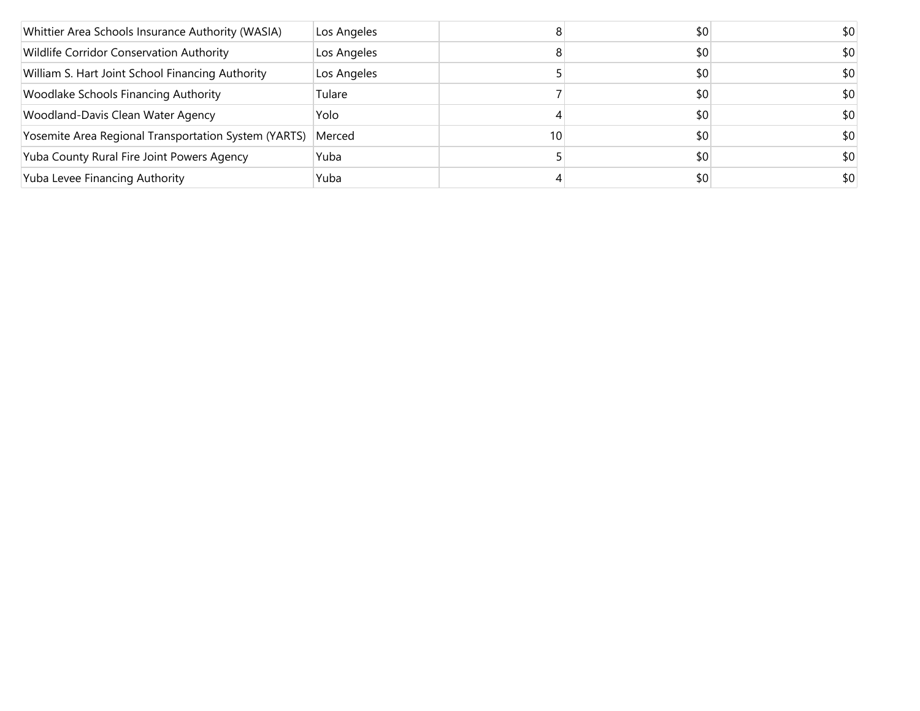| | | | | |
|---|---|---|---|---|
| Whittier Area Schools Insurance Authority (WASIA) | Los Angeles | 8 | $0 | $0 |
| Wildlife Corridor Conservation Authority | Los Angeles | 8 | $0 | $0 |
| William S. Hart Joint School Financing Authority | Los Angeles | 5 | $0 | $0 |
| Woodlake Schools Financing Authority | Tulare | 7 | $0 | $0 |
| Woodland-Davis Clean Water Agency | Yolo | 4 | $0 | $0 |
| Yosemite Area Regional Transportation System (YARTS) | Merced | 10 | $0 | $0 |
| Yuba County Rural Fire Joint Powers Agency | Yuba | 5 | $0 | $0 |
| Yuba Levee Financing Authority | Yuba | 4 | $0 | $0 |